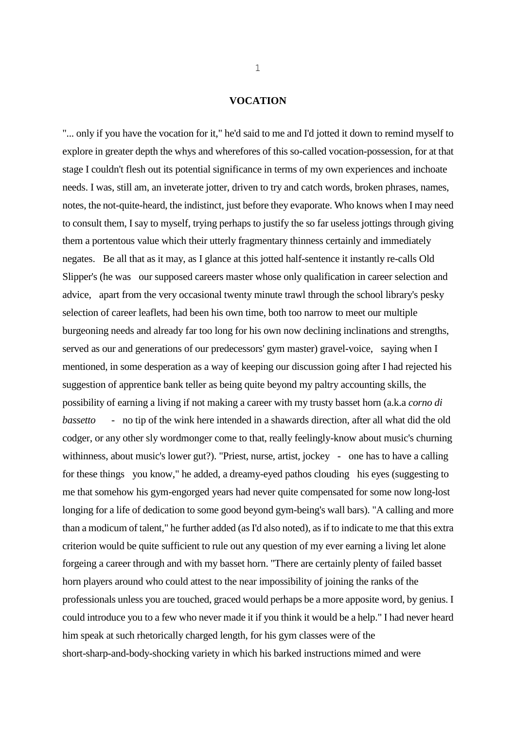## VOCATION

"... only if you have the vocation for it," he'd said to me and I'd jotted it down to remind myself to explore in greater depth the whys and wherefores of this so-called vocation-possession, for at that stage I couldn't flesh out its potential significance in terms of my own experiences and inchoate needs. I was, still am, an inveterate jotter, driven to try and catch words, broken phrases, names, notes, the not-quite-heard, the indistinct, just before they evaporate. Who knows when I may need to consult them, I say to myself, trying perhaps to justify the so far useless jottings through giving them a portentous value which their utterly fragmentary thinness certainly and immediately negates. Be all that as it may, as I glance at this jotted half-sentence it instantly re-calls Old Slipper's (he was our supposed careers master whose only qualification in career selection and advice, apart from the very occasional twenty minute trawl through the school library's pesky selection of career leaflets, had been his own time, both too narrow to meet our multiple burgeoning needs and already far too long for his own now declining inclinations and strengths, served as our and generations of our predecessors' gym master) gravel-voice, saying when I mentioned, in some desperation as a way of keeping our discussion going after I had rejected his suggestion of apprentice bank teller as being quite beyond my paltry accounting skills, the possibility of earning a living if not making a career with my trusty basset horn (a.k.a *corno di bassetto* - no tip of the wink here intended in a shawards direction, after all what did the old codger, or any other sly wordmonger come to that, really feelingly-know about music's churning withinness, about music's lower gut?). "Priest, nurse, artist, jockey - one has to have a calling for these things you know," he added, a dreamy-eyed pathos clouding his eyes (suggesting to me that somehow his gym-engorged years had never quite compensated for some now long-lost longing for a life of dedication to some good beyond gym-being's wall bars). "A calling and more than a modicum of talent," he further added (as I'd also noted), as if to indicate to me that this extra criterion would be quite sufficient to rule out any question of my ever earning a living let alone forgeing a career through and with my basset horn. "There are certainly plenty of failed basset horn players around who could attest to the near impossibility of joining the ranks of the professionals unless you are touched, graced would perhaps be a more apposite word, by genius. I could introduce you to a few who never made it if you think it would be a help." I had never heard him speak at such rhetorically charged length, for his gym classes were of the short-sharp-and-body-shocking variety in which his barked instructions mimed and were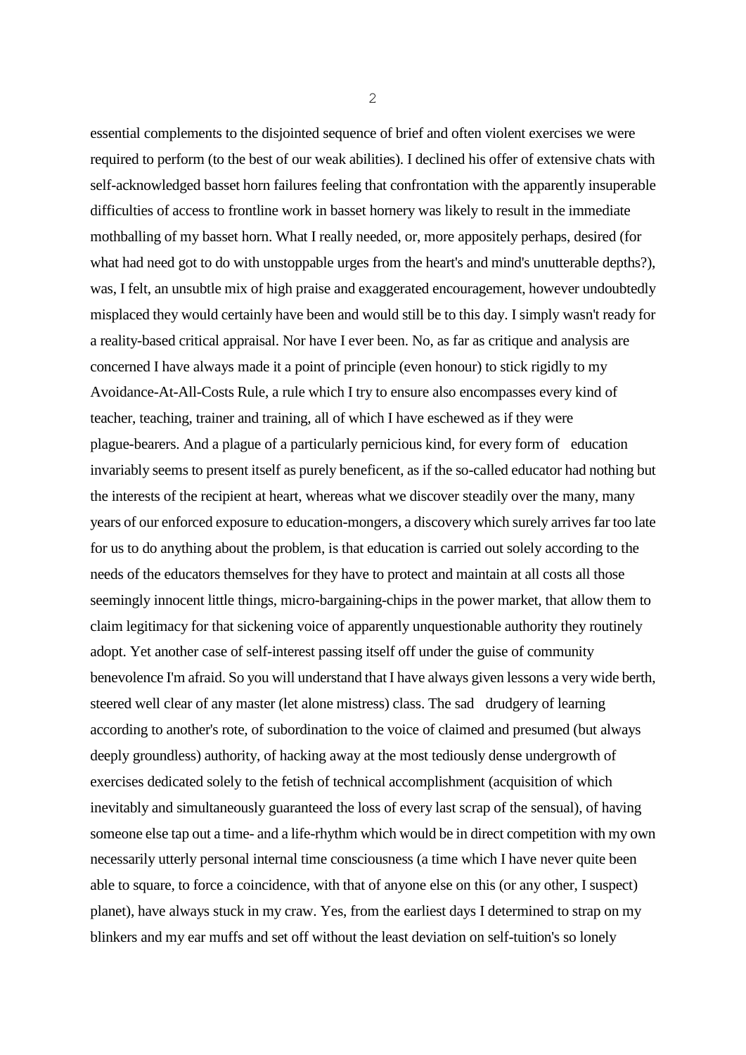essential complements to the disjointed sequence of brief and often violent exercises we were required to perform (to the best of our weak abilities). I declined his offer of extensive chats with self-acknowledged basset horn failures feeling that confrontation with the apparently insuperable difficulties of access to frontline work in basset hornery was likely to result in the immediate mothballing of my basset horn. What I really needed, or, more appositely perhaps, desired (for what had need got to do with unstoppable urges from the heart's and mind's unutterable depths?), was, I felt, an unsubtle mix of high praise and exaggerated encouragement, however undoubtedly misplaced they would certainly have been and would still be to this day. I simply wasn't ready for a reality-based critical appraisal. Nor have I ever been. No, as far as critique and analysis are concerned I have always made it a point of principle (even honour) to stick rigidly to my Avoidance-At-All-Costs Rule, a rule which I try to ensure also encompasses every kind of teacher, teaching, trainer and training, all of which I have eschewed as if they were plague-bearers. And a plague of a particularly pernicious kind, for every form of education invariably seems to present itself as purely beneficent, as if the so-called educator had nothing but the interests of the recipient at heart, whereas what we discover steadily over the many, many years of our enforced exposure to education-mongers, a discovery which surely arrives far too late for us to do anything about the problem, is that education is carried out solely according to the needs of the educators themselves for they have to protect and maintain at all costs all those seemingly innocent little things, micro-bargaining-chips in the power market, that allow them to claim legitimacy for that sickening voice of apparently unquestionable authority they routinely adopt. Yet another case of self-interest passing itself off under the guise of community benevolence I'm afraid. So you will understand that I have always given lessons a very wide berth, steered well clear of any master (let alone mistress) class. The sad drudgery of learning according to another's rote, of subordination to the voice of claimed and presumed (but always deeply groundless) authority, of hacking away at the most tediously dense undergrowth of exercises dedicated solely to the fetish of technical accomplishment (acquisition of which inevitably and simultaneously guaranteed the loss of every last scrap of the sensual), of having someone else tap out a time- and a life-rhythm which would be in direct competition with my own necessarily utterly personal internal time consciousness (a time which I have never quite been able to square, to force a coincidence, with that of anyone else on this (or any other, I suspect) planet), have always stuck in my craw. Yes, from the earliest days I determined to strap on my blinkers and my ear muffs and set off without the least deviation on self-tuition's so lonely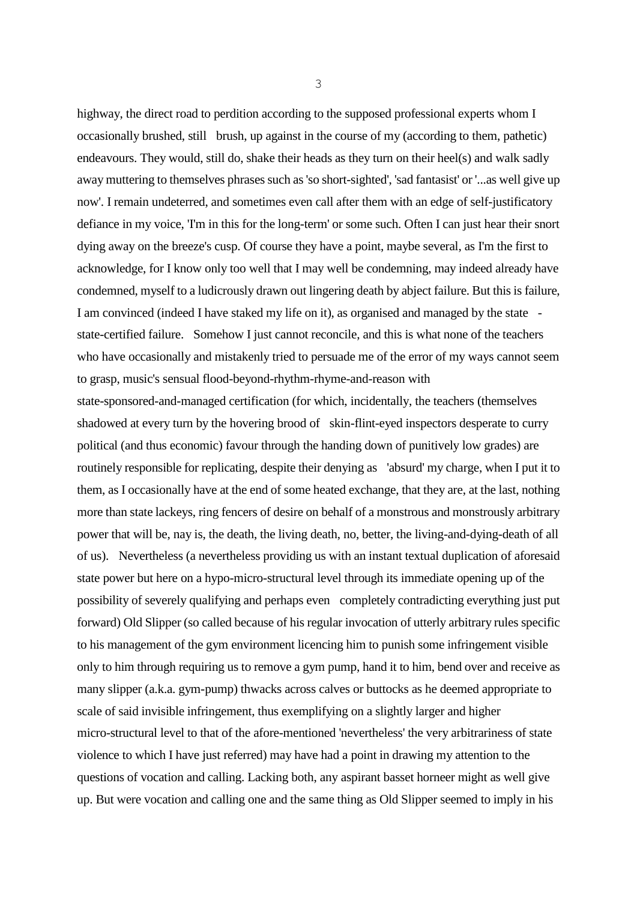highway, the direct road to perdition according to the supposed professional experts whom I occasionally brushed, still brush, up against in the course of my (according to them, pathetic) endeavours. They would, still do, shake their heads as they turn on their heel(s) and walk sadly away muttering to themselves phrases such as 'so short-sighted', 'sad fantasist' or '...as well give up now'. I remain undeterred, and sometimes even call after them with an edge of self-justificatory defiance in my voice, 'I'm in this for the long-term' or some such. Often I can just hear their snort dying away on the breeze's cusp. Of course they have a point, maybe several, as I'm the first to acknowledge, for I know only too well that I may well be condemning, may indeed already have condemned, myself to a ludicrously drawn out lingering death by abject failure. But this is failure, I am convinced (indeed I have staked my life on it), as organised and managed by the state - state-certified failure. Somehow I just cannot reconcile, and this is what none of the teachers who have occasionally and mistakenly tried to persuade me of the error of my ways cannot seem to grasp, music's sensual flood-beyond-rhythm-rhyme-and-reason with state-sponsored-and-managed certification (for which, incidentally, the teachers (themselves shadowed at every turn by the hovering brood of skin-flint-eyed inspectors desperate to curry political (and thus economic) favour through the handing down of punitively low grades) are routinely responsible for replicating, despite their denying as 'absurd' my charge, when I put it to them, as I occasionally have at the end of some heated exchange, that they are, at the last, nothing more than state lackeys, ring fencers of desire on behalf of a monstrous and monstrously arbitrary power that will be, nay is, the death, the living death, no, better, the living-and-dying-death of all of us). Nevertheless (a nevertheless providing us with an instant textual duplication of aforesaid state power but here on a hypo-micro-structural level through its immediate opening up of the possibility of severely qualifying and perhaps even completely contradicting everything just put forward) Old Slipper (so called because of his regular invocation of utterly arbitrary rules specific to his management of the gym environment licencing him to punish some infringement visible only to him through requiring us to remove a gym pump, hand it to him, bend over and receive as many slipper (a.k.a. gym-pump) thwacks across calves or buttocks as he deemed appropriate to scale of said invisible infringement, thus exemplifying on a slightly larger and higher micro-structural level to that of the afore-mentioned 'nevertheless' the very arbitrariness of state violence to which I have just referred) may have had a point in drawing my attention to the questions of vocation and calling. Lacking both, any aspirant basset horneer might as well give up. But were vocation and calling one and the same thing as Old Slipper seemed to imply in his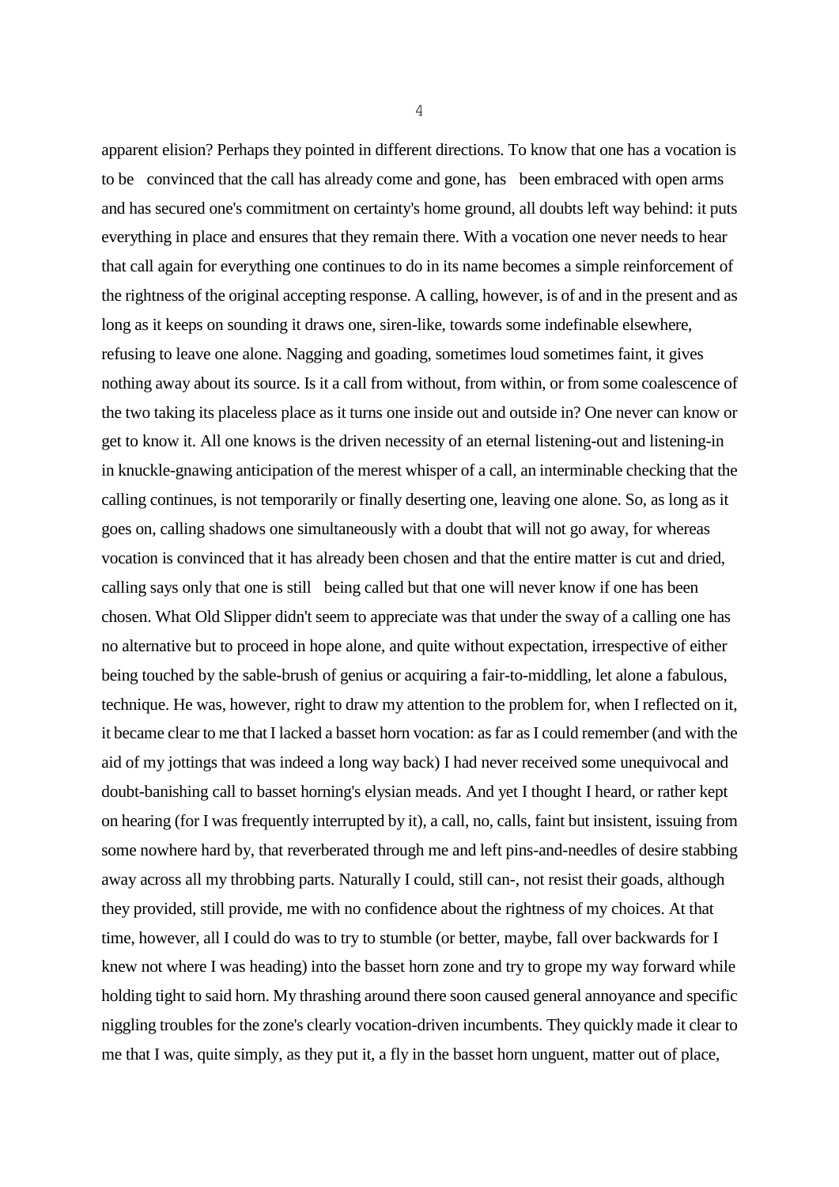apparent elision? Perhaps they pointed in different directions. To know that one has a vocation is to be convinced that the call has already come and gone, has been embraced with open arms and has secured one's commitment on certainty's home ground, all doubts left way behind: it puts everything in place and ensures that they remain there. With a vocation one never needs to hear that call again for everything one continues to do in its name becomes a simple reinforcement of the rightness of the original accepting response. A calling, however, is of and in the present and as long as it keeps on sounding it draws one, siren-like, towards some indefinable elsewhere, refusing to leave one alone. Nagging and goading, sometimes loud sometimes faint, it gives nothing away about its source. Is it a call from without, from within, or from some coalescence of the two taking its placeless place as it turns one inside out and outside in? One never can know or get to know it. All one knows is the driven necessity of an eternal listening-out and listening-in in knuckle-gnawing anticipation of the merest whisper of a call, an interminable checking that the calling continues, is not temporarily or finally deserting one, leaving one alone. So, as long as it goes on, calling shadows one simultaneously with a doubt that will not go away, for whereas vocation is convinced that it has already been chosen and that the entire matter is cut and dried, calling says only that one is still being called but that one will never know if one has been chosen. What Old Slipper didn't seem to appreciate was that under the sway of a calling one has no alternative but to proceed in hope alone, and quite without expectation, irrespective of either being touched by the sable-brush of genius or acquiring a fair-to-middling, let alone a fabulous, technique. He was, however, right to draw my attention to the problem for, when I reflected on it, it became clear to me that I lacked a basset horn vocation: as far as I could remember (and with the aid of my jottings that was indeed a long way back) I had never received some unequivocal and doubt-banishing call to basset horning's elysian meads. And yet I thought I heard, or rather kept on hearing (for I was frequently interrupted by it), a call, no, calls, faint but insistent, issuing from some nowhere hard by, that reverberated through me and left pins-and-needles of desire stabbing away across all my throbbing parts. Naturally I could, still can-, not resist their goads, although they provided, still provide, me with no confidence about the rightness of my choices. At that time, however, all I could do was to try to stumble (or better, maybe, fall over backwards for I knew not where I was heading) into the basset horn zone and try to grope my way forward while holding tight to said horn. My thrashing around there soon caused general annoyance and specific niggling troubles for the zone's clearly vocation-driven incumbents. They quickly made it clear to me that I was, quite simply, as they put it, a fly in the basset horn unguent, matter out of place,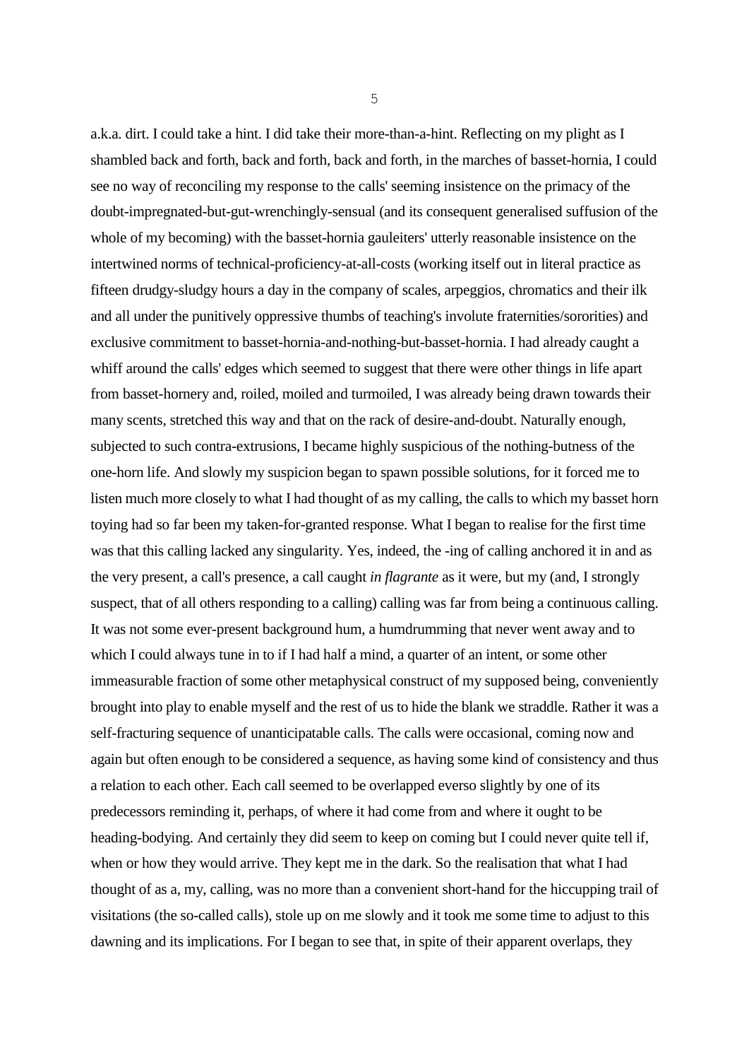a.k.a. dirt. I could take a hint. I did take their more-than-a-hint. Reflecting on my plight as I shambled back and forth, back and forth, back and forth, in the marches of basset-hornia, I could see no way of reconciling my response to the calls' seeming insistence on the primacy of the doubt-impregnated-but-gut-wrenchingly-sensual (and its consequent generalised suffusion of the whole of my becoming) with the basset-hornia gauleiters' utterly reasonable insistence on the intertwined norms of technical-proficiency-at-all-costs (working itself out in literal practice as fifteen drudgy-sludgy hours a day in the company of scales, arpeggios, chromatics and their ilk and all under the punitively oppressive thumbs of teaching's involute fraternities/sororities) and exclusive commitment to basset-hornia-and-nothing-but-basset-hornia. I had already caught a whiff around the calls' edges which seemed to suggest that there were other things in life apart from basset-hornery and, roiled, moiled and turmoiled, I was already being drawn towards their many scents, stretched this way and that on the rack of desire-and-doubt. Naturally enough, subjected to such contra-extrusions, I became highly suspicious of the nothing-butness of the one-horn life. And slowly my suspicion began to spawn possible solutions, for it forced me to listen much more closely to what I had thought of as my calling, the calls to which my basset horn toying had so far been my taken-for-granted response. What I began to realise for the first time was that this calling lacked any singularity. Yes, indeed, the -ing of calling anchored it in and as the very present, a call's presence, a call caught *in flagrante* as it were, but my (and, I strongly suspect, that of all others responding to a calling) calling was far from being a continuous calling. It was not some ever-present background hum, a humdrumming that never went away and to which I could always tune in to if I had half a mind, a quarter of an intent, or some other immeasurable fraction of some other metaphysical construct of my supposed being, conveniently brought into play to enable myself and the rest of us to hide the blank we straddle. Rather it was a self-fracturing sequence of unanticipatable calls. The calls were occasional, coming now and again but often enough to be considered a sequence, as having some kind of consistency and thus a relation to each other. Each call seemed to be overlapped everso slightly by one of its predecessors reminding it, perhaps, of where it had come from and where it ought to be heading-bodying. And certainly they did seem to keep on coming but I could never quite tell if, when or how they would arrive. They kept me in the dark. So the realisation that what I had thought of as a, my, calling, was no more than a convenient short-hand for the hiccupping trail of visitations (the so-called calls), stole up on me slowly and it took me some time to adjust to this dawning and its implications. For I began to see that, in spite of their apparent overlaps, they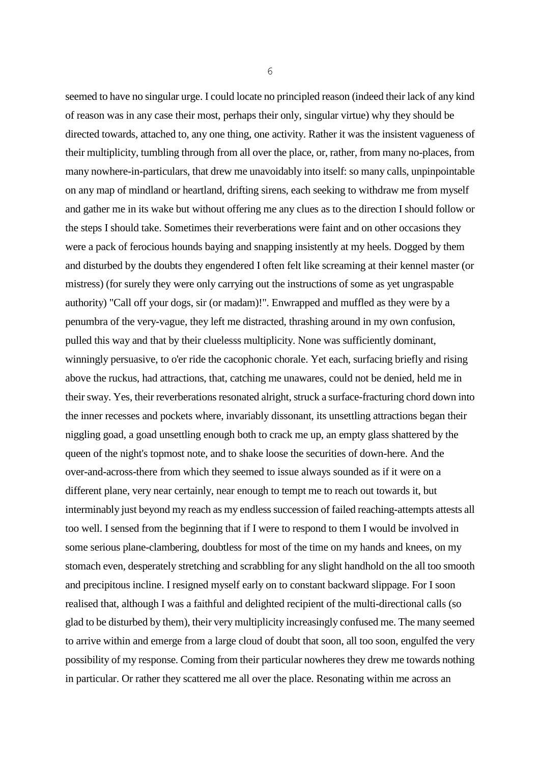seemed to have no singular urge. I could locate no principled reason (indeed their lack of any kind of reason was in any case their most, perhaps their only, singular virtue) why they should be directed towards, attached to, any one thing, one activity. Rather it was the insistent vagueness of their multiplicity, tumbling through from all over the place, or, rather, from many no-places, from many nowhere-in-particulars, that drew me unavoidably into itself: so many calls, unpinpointable on any map of mindland or heartland, drifting sirens, each seeking to withdraw me from myself and gather me in its wake but without offering me any clues as to the direction I should follow or the steps I should take. Sometimes their reverberations were faint and on other occasions they were a pack of ferocious hounds baying and snapping insistently at my heels. Dogged by them and disturbed by the doubts they engendered I often felt like screaming at their kennel master (or mistress) (for surely they were only carrying out the instructions of some as yet ungraspable authority) "Call off your dogs, sir (or madam)!". Enwrapped and muffled as they were by a penumbra of the very-vague, they left me distracted, thrashing around in my own confusion, pulled this way and that by their cluelesss multiplicity. None was sufficiently dominant, winningly persuasive, to o'er ride the cacophonic chorale. Yet each, surfacing briefly and rising above the ruckus, had attractions, that, catching me unawares, could not be denied, held me in their sway. Yes, their reverberations resonated alright, struck a surface-fracturing chord down into the inner recesses and pockets where, invariably dissonant, its unsettling attractions began their niggling goad, a goad unsettling enough both to crack me up, an empty glass shattered by the queen of the night's topmost note, and to shake loose the securities of down-here. And the over-and-across-there from which they seemed to issue always sounded as if it were on a different plane, very near certainly, near enough to tempt me to reach out towards it, but interminably just beyond my reach as my endless succession of failed reaching-attempts attests all too well. I sensed from the beginning that if I were to respond to them I would be involved in some serious plane-clambering, doubtless for most of the time on my hands and knees, on my stomach even, desperately stretching and scrabbling for any slight handhold on the all too smooth and precipitous incline. I resigned myself early on to constant backward slippage. For I soon realised that, although I was a faithful and delighted recipient of the multi-directional calls (so glad to be disturbed by them), their very multiplicity increasingly confused me. The many seemed to arrive within and emerge from a large cloud of doubt that soon, all too soon, engulfed the very possibility of my response. Coming from their particular nowheres they drew me towards nothing in particular. Or rather they scattered me all over the place. Resonating within me across an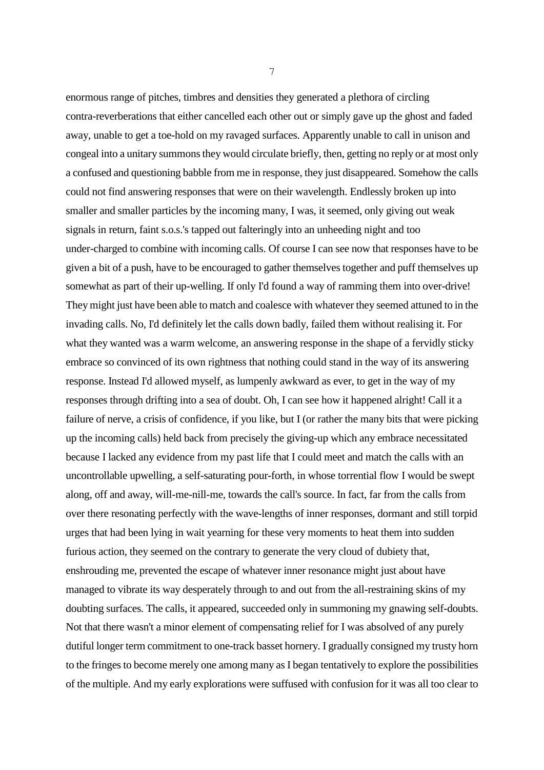enormous range of pitches, timbres and densities they generated a plethora of circling contra-reverberations that either cancelled each other out or simply gave up the ghost and faded away, unable to get a toe-hold on my ravaged surfaces. Apparently unable to call in unison and congeal into a unitary summons they would circulate briefly, then, getting no reply or at most only a confused and questioning babble from me in response, they just disappeared. Somehow the calls could not find answering responses that were on their wavelength. Endlessly broken up into smaller and smaller particles by the incoming many, I was, it seemed, only giving out weak signals in return, faint s.o.s.'s tapped out falteringly into an unheeding night and too under-charged to combine with incoming calls. Of course I can see now that responses have to be given a bit of a push, have to be encouraged to gather themselves together and puff themselves up somewhat as part of their up-welling. If only I'd found a way of ramming them into over-drive! They might just have been able to match and coalesce with whatever they seemed attuned to in the invading calls. No, I'd definitely let the calls down badly, failed them without realising it. For what they wanted was a warm welcome, an answering response in the shape of a fervidly sticky embrace so convinced of its own rightness that nothing could stand in the way of its answering response. Instead I'd allowed myself, as lumpenly awkward as ever, to get in the way of my responses through drifting into a sea of doubt. Oh, I can see how it happened alright! Call it a failure of nerve, a crisis of confidence, if you like, but I (or rather the many bits that were picking up the incoming calls) held back from precisely the giving-up which any embrace necessitated because I lacked any evidence from my past life that I could meet and match the calls with an uncontrollable upwelling, a self-saturating pour-forth, in whose torrential flow I would be swept along, off and away, will-me-nill-me, towards the call's source. In fact, far from the calls from over there resonating perfectly with the wave-lengths of inner responses, dormant and still torpid urges that had been lying in wait yearning for these very moments to heat them into sudden furious action, they seemed on the contrary to generate the very cloud of dubiety that, enshrouding me, prevented the escape of whatever inner resonance might just about have managed to vibrate its way desperately through to and out from the all-restraining skins of my doubting surfaces. The calls, it appeared, succeeded only in summoning my gnawing self-doubts. Not that there wasn't a minor element of compensating relief for I was absolved of any purely dutiful longer term commitment to one-track basset hornery. I gradually consigned my trusty horn to the fringes to become merely one among many as I began tentatively to explore the possibilities of the multiple. And my early explorations were suffused with confusion for it was all too clear to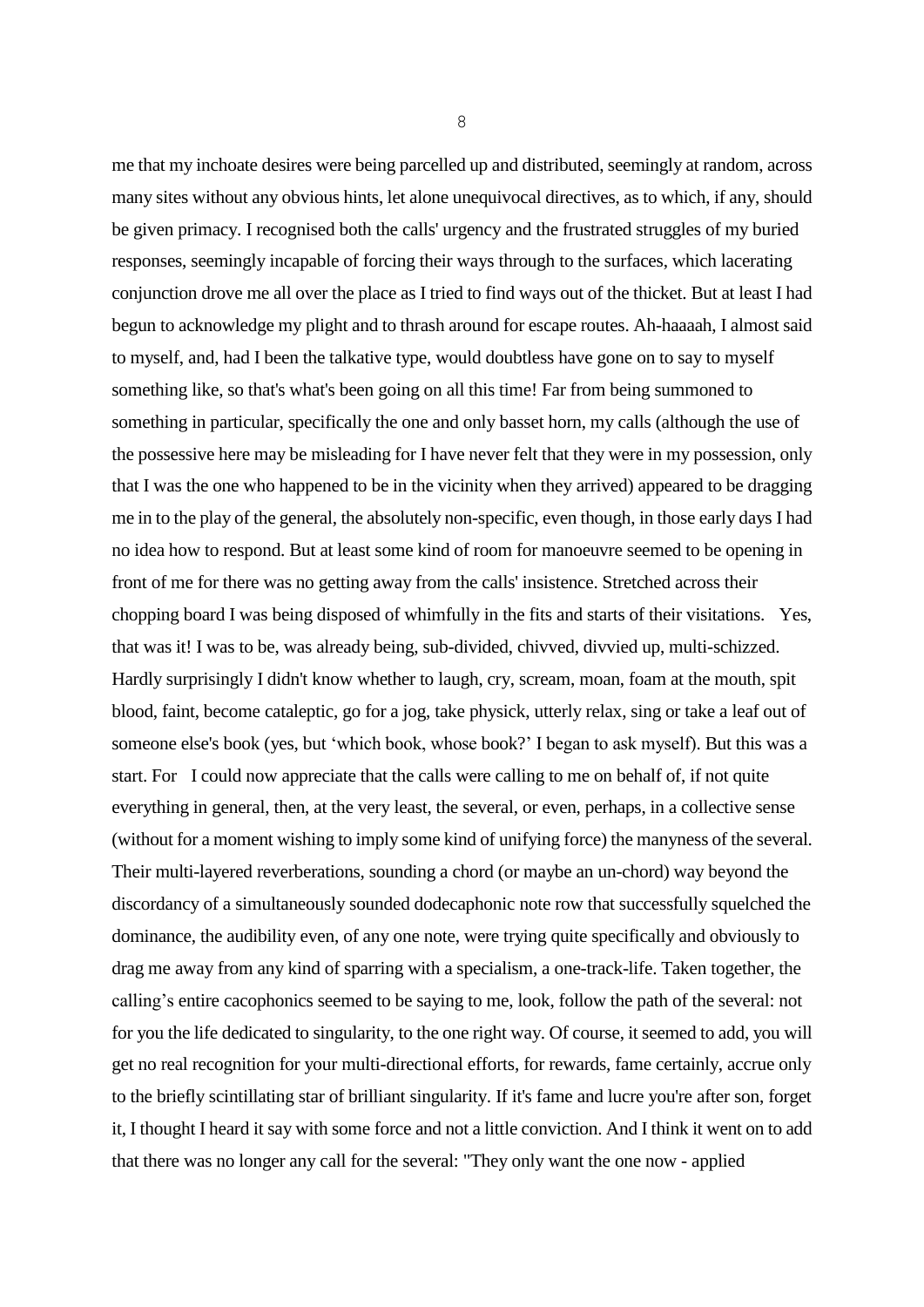me that my inchoate desires were being parcelled up and distributed, seemingly at random, across many sites without any obvious hints, let alone unequivocal directives, as to which, if any, should be given primacy. I recognised both the calls' urgency and the frustrated struggles of my buried responses, seemingly incapable of forcing their ways through to the surfaces, which lacerating conjunction drove me all over the place as I tried to find ways out of the thicket. But at least I had begun to acknowledge my plight and to thrash around for escape routes. Ah-haaaah, I almost said to myself, and, had I been the talkative type, would doubtless have gone on to say to myself something like, so that's what's been going on all this time! Far from being summoned to something in particular, specifically the one and only basset horn, my calls (although the use of the possessive here may be misleading for I have never felt that they were in my possession, only that I was the one who happened to be in the vicinity when they arrived) appeared to be dragging me in to the play of the general, the absolutely non-specific, even though, in those early days I had no idea how to respond. But at least some kind of room for manoeuvre seemed to be opening in front of me for there was no getting away from the calls' insistence. Stretched across their chopping board I was being disposed of whimfully in the fits and starts of their visitations. Yes, that was it! I was to be, was already being, sub-divided, chivved, divvied up, multi-schizzed. Hardly surprisingly I didn't know whether to laugh, cry, scream, moan, foam at the mouth, spit blood, faint, become cataleptic, go for a jog, take physick, utterly relax, sing or take a leaf out of someone else's book (yes, but 'which book, whose book?' I began to ask myself). But this was a start. For I could now appreciate that the calls were calling to me on behalf of, if not quite everything in general, then, at the very least, the several, or even, perhaps, in a collective sense (without for a moment wishing to imply some kind of unifying force) the manyness of the several. Their multi-layered reverberations, sounding a chord (or maybe an un-chord) way beyond the discordancy of a simultaneously sounded dodecaphonic note row that successfully squelched the dominance, the audibility even, of any one note, were trying quite specifically and obviously to drag me away from any kind of sparring with a specialism, a one-track-life. Taken together, the calling's entire cacophonics seemed to be saying to me, look, follow the path of the several: not for you the life dedicated to singularity, to the one right way. Of course, it seemed to add, you will get no real recognition for your multi-directional efforts, for rewards, fame certainly, accrue only to the briefly scintillating star of brilliant singularity. If it's fame and lucre you're after son, forget it, I thought I heard it say with some force and not a little conviction. And I think it went on to add that there was no longer any call for the several: "They only want the one now - applied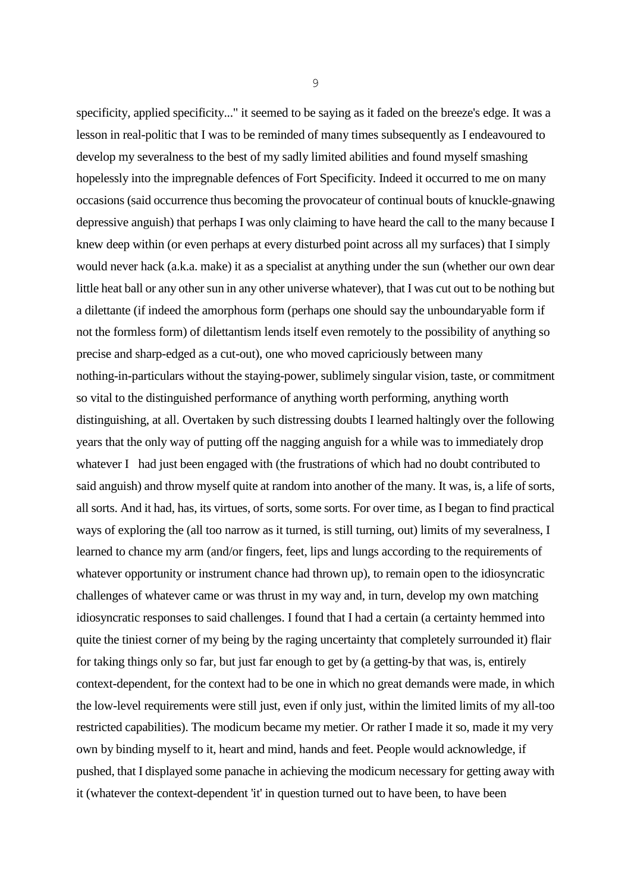specificity, applied specificity..." it seemed to be saying as it faded on the breeze's edge. It was a lesson in real-politic that I was to be reminded of many times subsequently as I endeavoured to develop my severalness to the best of my sadly limited abilities and found myself smashing hopelessly into the impregnable defences of Fort Specificity. Indeed it occurred to me on many occasions (said occurrence thus becoming the provocateur of continual bouts of knuckle-gnawing depressive anguish) that perhaps I was only claiming to have heard the call to the many because I knew deep within (or even perhaps at every disturbed point across all my surfaces) that I simply would never hack (a.k.a. make) it as a specialist at anything under the sun (whether our own dear little heat ball or any other sun in any other universe whatever), that I was cut out to be nothing but a dilettante (if indeed the amorphous form (perhaps one should say the unboundaryable form if not the formless form) of dilettantism lends itself even remotely to the possibility of anything so precise and sharp-edged as a cut-out), one who moved capriciously between many nothing-in-particulars without the staying-power, sublimely singular vision, taste, or commitment so vital to the distinguished performance of anything worth performing, anything worth distinguishing, at all. Overtaken by such distressing doubts I learned haltingly over the following years that the only way of putting off the nagging anguish for a while was to immediately drop whatever I had just been engaged with (the frustrations of which had no doubt contributed to said anguish) and throw myself quite at random into another of the many. It was, is, a life of sorts, all sorts. And it had, has, its virtues, of sorts, some sorts. For over time, as I began to find practical ways of exploring the (all too narrow as it turned, is still turning, out) limits of my severalness, I learned to chance my arm (and/or fingers, feet, lips and lungs according to the requirements of whatever opportunity or instrument chance had thrown up), to remain open to the idiosyncratic challenges of whatever came or was thrust in my way and, in turn, develop my own matching idiosyncratic responses to said challenges. I found that I had a certain (a certainty hemmed into quite the tiniest corner of my being by the raging uncertainty that completely surrounded it) flair for taking things only so far, but just far enough to get by (a getting-by that was, is, entirely context-dependent, for the context had to be one in which no great demands were made, in which the low-level requirements were still just, even if only just, within the limited limits of my all-too restricted capabilities). The modicum became my metier. Or rather I made it so, made it my very own by binding myself to it, heart and mind, hands and feet. People would acknowledge, if pushed, that I displayed some panache in achieving the modicum necessary for getting away with it (whatever the context-dependent 'it' in question turned out to have been, to have been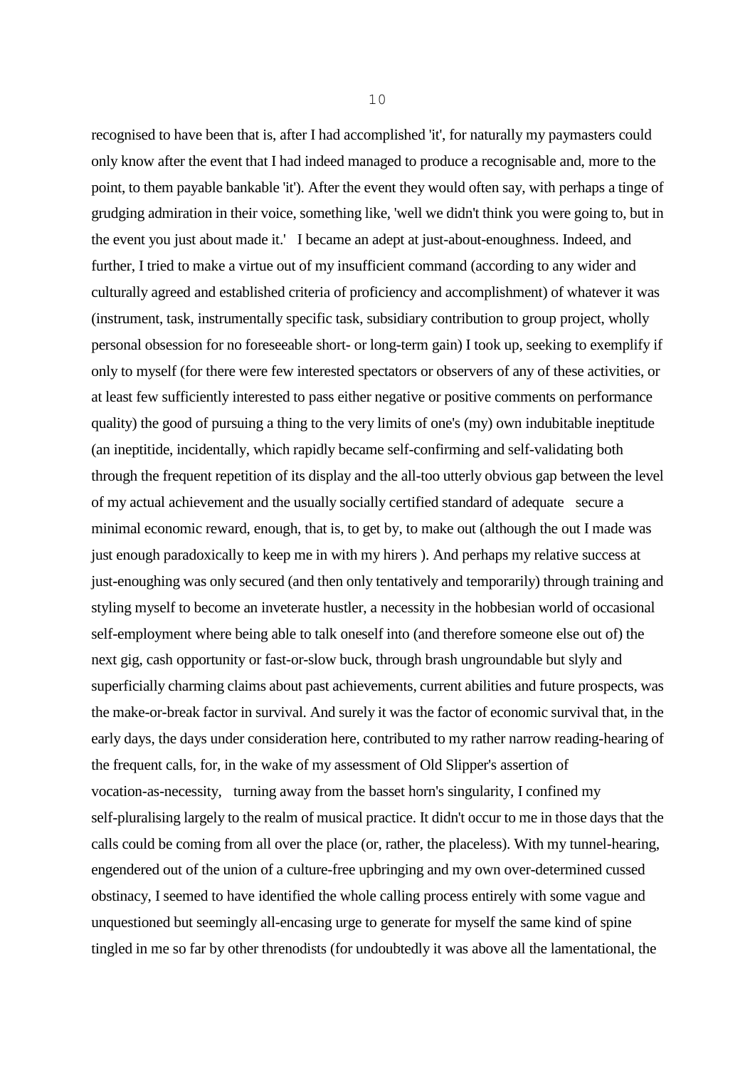recognised to have been that is, after I had accomplished 'it', for naturally my paymasters could only know after the event that I had indeed managed to produce a recognisable and, more to the point, to them payable bankable 'it'). After the event they would often say, with perhaps a tinge of grudging admiration in their voice, something like, 'well we didn't think you were going to, but in the event you just about made it.'   I became an adept at just-about-enoughness. Indeed, and further, I tried to make a virtue out of my insufficient command (according to any wider and culturally agreed and established criteria of proficiency and accomplishment) of whatever it was (instrument, task, instrumentally specific task, subsidiary contribution to group project, wholly personal obsession for no foreseeable short- or long-term gain) I took up, seeking to exemplify if only to myself (for there were few interested spectators or observers of any of these activities, or at least few sufficiently interested to pass either negative or positive comments on performance quality) the good of pursuing a thing to the very limits of one's (my) own indubitable ineptitude (an ineptitide, incidentally, which rapidly became self-confirming and self-validating both through the frequent repetition of its display and the all-too utterly obvious gap between the level of my actual achievement and the usually socially certified standard of adequate   secure a minimal economic reward, enough, that is, to get by, to make out (although the out I made was just enough paradoxically to keep me in with my hirers ). And perhaps my relative success at just-enoughing was only secured (and then only tentatively and temporarily) through training and styling myself to become an inveterate hustler, a necessity in the hobbesian world of occasional self-employment where being able to talk oneself into (and therefore someone else out of) the next gig, cash opportunity or fast-or-slow buck, through brash ungroundable but slyly and superficially charming claims about past achievements, current abilities and future prospects, was the make-or-break factor in survival. And surely it was the factor of economic survival that, in the early days, the days under consideration here, contributed to my rather narrow reading-hearing of the frequent calls, for, in the wake of my assessment of Old Slipper's assertion of vocation-as-necessity,   turning away from the basset horn's singularity, I confined my self-pluralising largely to the realm of musical practice. It didn't occur to me in those days that the calls could be coming from all over the place (or, rather, the placeless). With my tunnel-hearing, engendered out of the union of a culture-free upbringing and my own over-determined cussed obstinacy, I seemed to have identified the whole calling process entirely with some vague and unquestioned but seemingly all-encasing urge to generate for myself the same kind of spine tingled in me so far by other threnodists (for undoubtedly it was above all the lamentational, the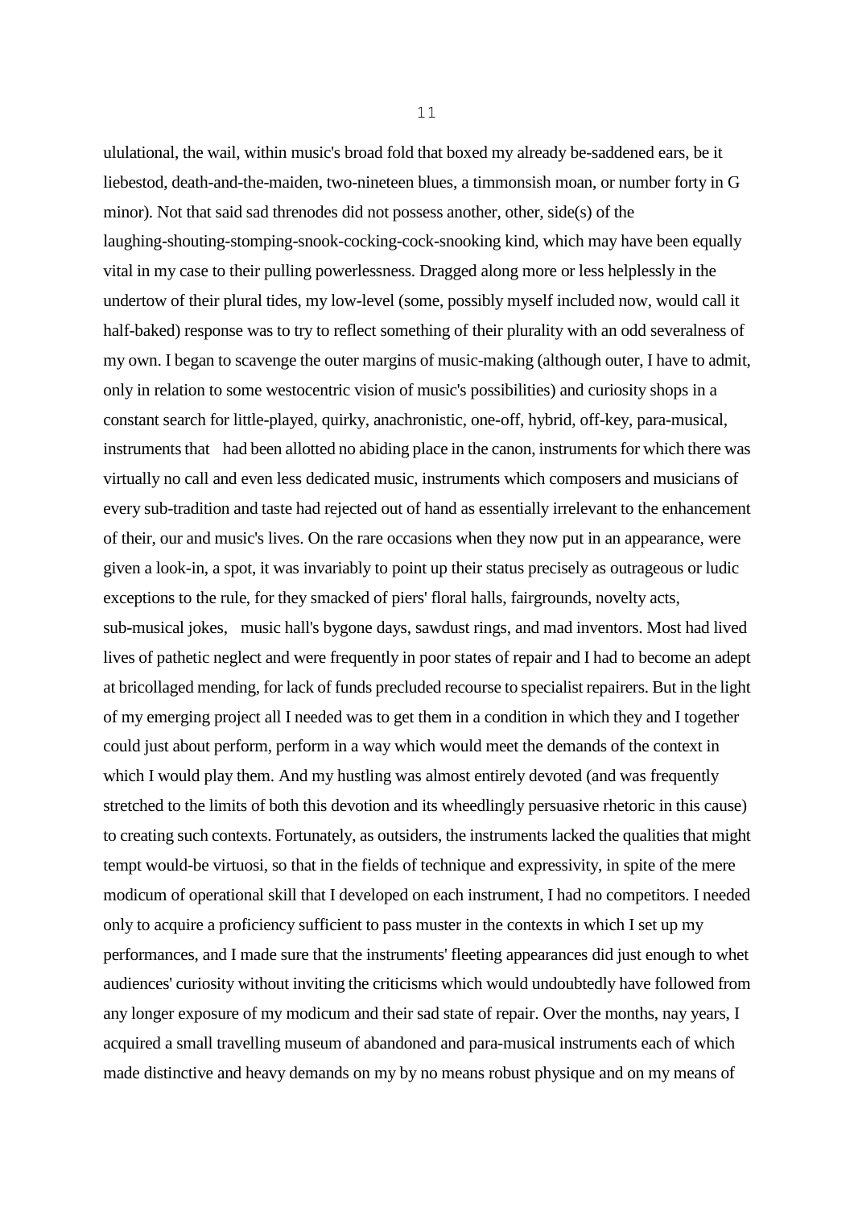ululational, the wail, within music's broad fold that boxed my already be-saddened ears, be it liebestod, death-and-the-maiden, two-nineteen blues, a timmonsish moan, or number forty in G minor). Not that said sad threnodes did not possess another, other, side(s) of the laughing-shouting-stomping-snook-cocking-cock-snooking kind, which may have been equally vital in my case to their pulling powerlessness. Dragged along more or less helplessly in the undertow of their plural tides, my low-level (some, possibly myself included now, would call it half-baked) response was to try to reflect something of their plurality with an odd severalness of my own. I began to scavenge the outer margins of music-making (although outer, I have to admit, only in relation to some westocentric vision of music's possibilities) and curiosity shops in a constant search for little-played, quirky, anachronistic, one-off, hybrid, off-key, para-musical, instruments that had been allotted no abiding place in the canon, instruments for which there was virtually no call and even less dedicated music, instruments which composers and musicians of every sub-tradition and taste had rejected out of hand as essentially irrelevant to the enhancement of their, our and music's lives. On the rare occasions when they now put in an appearance, were given a look-in, a spot, it was invariably to point up their status precisely as outrageous or ludic exceptions to the rule, for they smacked of piers' floral halls, fairgrounds, novelty acts, sub-musical jokes, music hall's bygone days, sawdust rings, and mad inventors. Most had lived lives of pathetic neglect and were frequently in poor states of repair and I had to become an adept at bricollaged mending, for lack of funds precluded recourse to specialist repairers. But in the light of my emerging project all I needed was to get them in a condition in which they and I together could just about perform, perform in a way which would meet the demands of the context in which I would play them. And my hustling was almost entirely devoted (and was frequently stretched to the limits of both this devotion and its wheedlingly persuasive rhetoric in this cause) to creating such contexts. Fortunately, as outsiders, the instruments lacked the qualities that might tempt would-be virtuosi, so that in the fields of technique and expressivity, in spite of the mere modicum of operational skill that I developed on each instrument, I had no competitors. I needed only to acquire a proficiency sufficient to pass muster in the contexts in which I set up my performances, and I made sure that the instruments' fleeting appearances did just enough to whet audiences' curiosity without inviting the criticisms which would undoubtedly have followed from any longer exposure of my modicum and their sad state of repair. Over the months, nay years, I acquired a small travelling museum of abandoned and para-musical instruments each of which made distinctive and heavy demands on my by no means robust physique and on my means of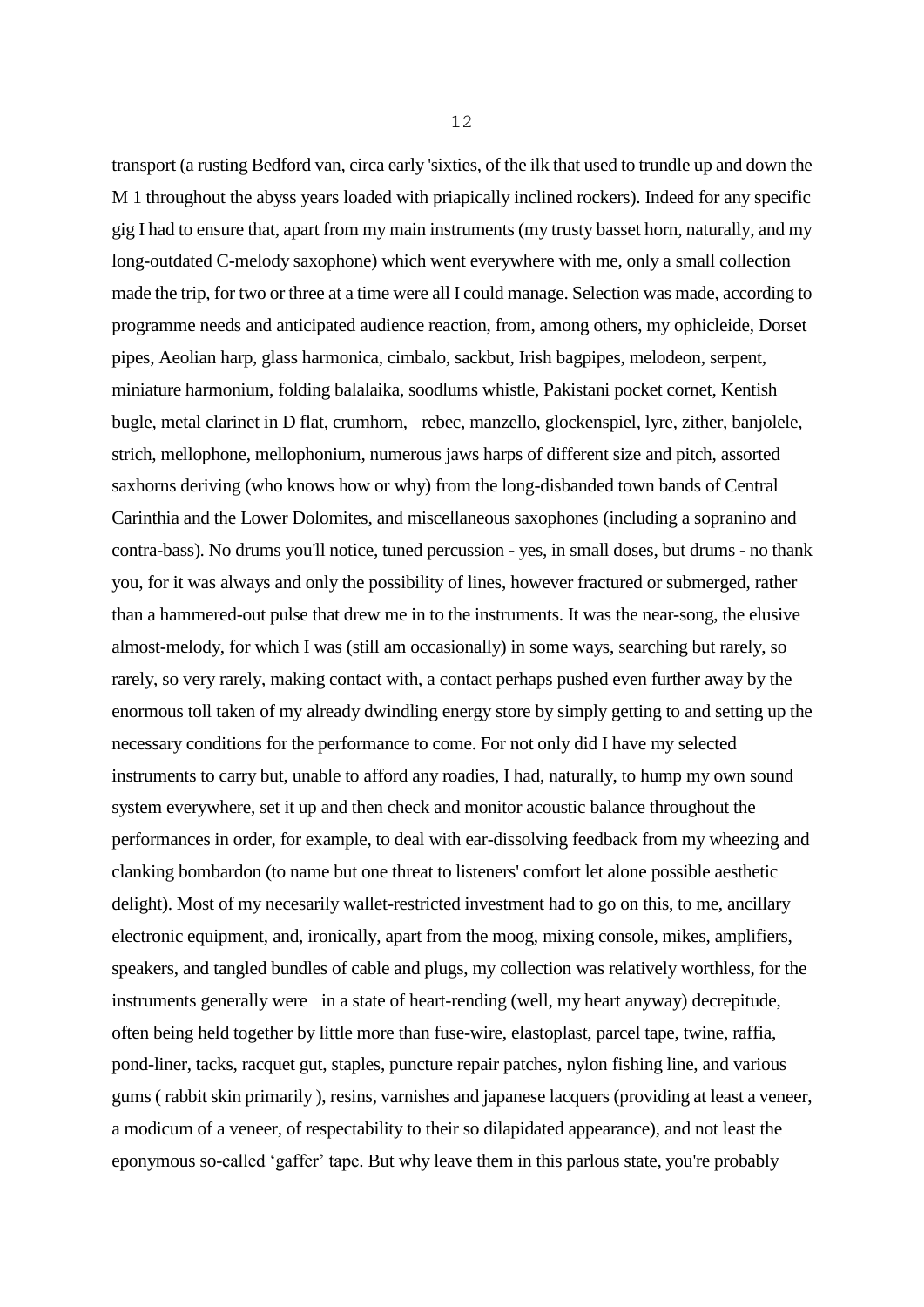transport (a rusting Bedford van, circa early 'sixties, of the ilk that used to trundle up and down the M 1 throughout the abyss years loaded with priapically inclined rockers). Indeed for any specific gig I had to ensure that, apart from my main instruments (my trusty basset horn, naturally, and my long-outdated C-melody saxophone) which went everywhere with me, only a small collection made the trip, for two or three at a time were all I could manage. Selection was made, according to programme needs and anticipated audience reaction, from, among others, my ophicleide, Dorset pipes, Aeolian harp, glass harmonica, cimbalo, sackbut, Irish bagpipes, melodeon, serpent, miniature harmonium, folding balalaika, soodlums whistle, Pakistani pocket cornet, Kentish bugle, metal clarinet in D flat, crumhorn, rebec, manzello, glockenspiel, lyre, zither, banjolele, strich, mellophone, mellophonium, numerous jaws harps of different size and pitch, assorted saxhorns deriving (who knows how or why) from the long-disbanded town bands of Central Carinthia and the Lower Dolomites, and miscellaneous saxophones (including a sopranino and contra-bass). No drums you'll notice, tuned percussion - yes, in small doses, but drums - no thank you, for it was always and only the possibility of lines, however fractured or submerged, rather than a hammered-out pulse that drew me in to the instruments. It was the near-song, the elusive almost-melody, for which I was (still am occasionally) in some ways, searching but rarely, so rarely, so very rarely, making contact with, a contact perhaps pushed even further away by the enormous toll taken of my already dwindling energy store by simply getting to and setting up the necessary conditions for the performance to come. For not only did I have my selected instruments to carry but, unable to afford any roadies, I had, naturally, to hump my own sound system everywhere, set it up and then check and monitor acoustic balance throughout the performances in order, for example, to deal with ear-dissolving feedback from my wheezing and clanking bombardon (to name but one threat to listeners' comfort let alone possible aesthetic delight). Most of my necesarily wallet-restricted investment had to go on this, to me, ancillary electronic equipment, and, ironically, apart from the moog, mixing console, mikes, amplifiers, speakers, and tangled bundles of cable and plugs, my collection was relatively worthless, for the instruments generally were in a state of heart-rending (well, my heart anyway) decrepitude, often being held together by little more than fuse-wire, elastoplast, parcel tape, twine, raffia, pond-liner, tacks, racquet gut, staples, puncture repair patches, nylon fishing line, and various gums ( rabbit skin primarily ), resins, varnishes and japanese lacquers (providing at least a veneer, a modicum of a veneer, of respectability to their so dilapidated appearance), and not least the eponymous so-called 'gaffer' tape. But why leave them in this parlous state, you're probably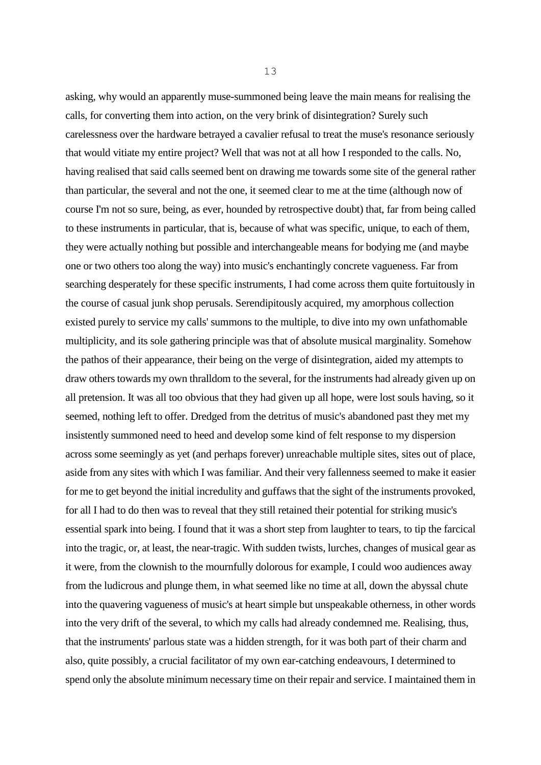asking, why would an apparently muse-summoned being leave the main means for realising the calls, for converting them into action, on the very brink of disintegration? Surely such carelessness over the hardware betrayed a cavalier refusal to treat the muse's resonance seriously that would vitiate my entire project? Well that was not at all how I responded to the calls. No, having realised that said calls seemed bent on drawing me towards some site of the general rather than particular, the several and not the one, it seemed clear to me at the time (although now of course I'm not so sure, being, as ever, hounded by retrospective doubt) that, far from being called to these instruments in particular, that is, because of what was specific, unique, to each of them, they were actually nothing but possible and interchangeable means for bodying me (and maybe one or two others too along the way) into music's enchantingly concrete vagueness. Far from searching desperately for these specific instruments, I had come across them quite fortuitously in the course of casual junk shop perusals. Serendipitously acquired, my amorphous collection existed purely to service my calls' summons to the multiple, to dive into my own unfathomable multiplicity, and its sole gathering principle was that of absolute musical marginality. Somehow the pathos of their appearance, their being on the verge of disintegration, aided my attempts to draw others towards my own thralldom to the several, for the instruments had already given up on all pretension. It was all too obvious that they had given up all hope, were lost souls having, so it seemed, nothing left to offer. Dredged from the detritus of music's abandoned past they met my insistently summoned need to heed and develop some kind of felt response to my dispersion across some seemingly as yet (and perhaps forever) unreachable multiple sites, sites out of place, aside from any sites with which I was familiar. And their very fallenness seemed to make it easier for me to get beyond the initial incredulity and guffaws that the sight of the instruments provoked, for all I had to do then was to reveal that they still retained their potential for striking music's essential spark into being. I found that it was a short step from laughter to tears, to tip the farcical into the tragic, or, at least, the near-tragic. With sudden twists, lurches, changes of musical gear as it were, from the clownish to the mournfully dolorous for example, I could woo audiences away from the ludicrous and plunge them, in what seemed like no time at all, down the abyssal chute into the quavering vagueness of music's at heart simple but unspeakable otherness, in other words into the very drift of the several, to which my calls had already condemned me. Realising, thus, that the instruments' parlous state was a hidden strength, for it was both part of their charm and also, quite possibly, a crucial facilitator of my own ear-catching endeavours, I determined to spend only the absolute minimum necessary time on their repair and service. I maintained them in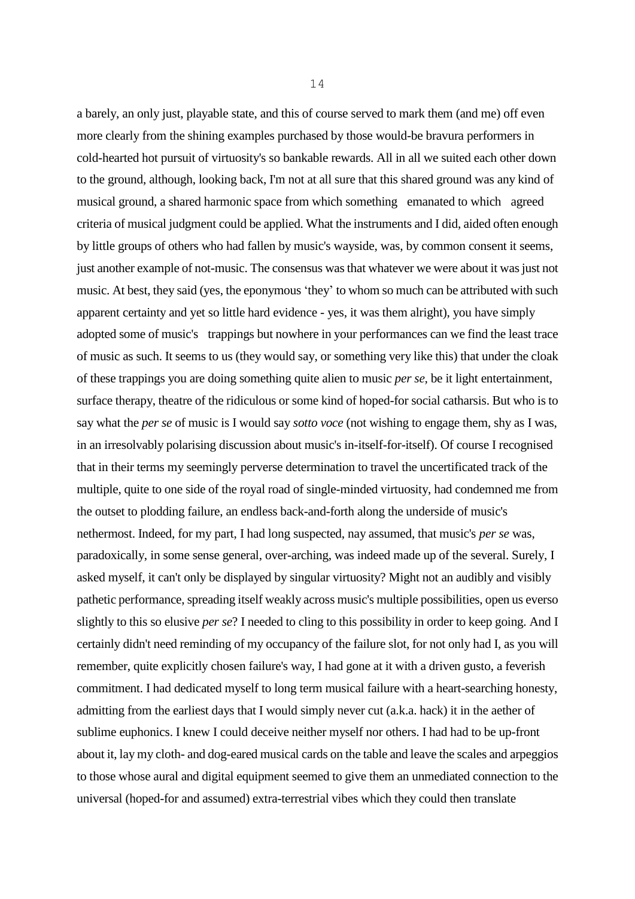a barely, an only just, playable state, and this of course served to mark them (and me) off even more clearly from the shining examples purchased by those would-be bravura performers in cold-hearted hot pursuit of virtuosity's so bankable rewards. All in all we suited each other down to the ground, although, looking back, I'm not at all sure that this shared ground was any kind of musical ground, a shared harmonic space from which something emanated to which agreed criteria of musical judgment could be applied. What the instruments and I did, aided often enough by little groups of others who had fallen by music's wayside, was, by common consent it seems, just another example of not-music. The consensus was that whatever we were about it was just not music. At best, they said (yes, the eponymous 'they' to whom so much can be attributed with such apparent certainty and yet so little hard evidence - yes, it was them alright), you have simply adopted some of music's trappings but nowhere in your performances can we find the least trace of music as such. It seems to us (they would say, or something very like this) that under the cloak of these trappings you are doing something quite alien to music *per se,* be it light entertainment, surface therapy, theatre of the ridiculous or some kind of hoped-for social catharsis. But who is to say what the *per se* of music is I would say *sotto voce* (not wishing to engage them, shy as I was, in an irresolvably polarising discussion about music's in-itself-for-itself). Of course I recognised that in their terms my seemingly perverse determination to travel the uncertificated track of the multiple, quite to one side of the royal road of single-minded virtuosity, had condemned me from the outset to plodding failure, an endless back-and-forth along the underside of music's nethermost. Indeed, for my part, I had long suspected, nay assumed, that music's *per se* was, paradoxically, in some sense general, over-arching, was indeed made up of the several. Surely, I asked myself, it can't only be displayed by singular virtuosity? Might not an audibly and visibly pathetic performance, spreading itself weakly across music's multiple possibilities, open us everso slightly to this so elusive *per se*? I needed to cling to this possibility in order to keep going. And I certainly didn't need reminding of my occupancy of the failure slot, for not only had I, as you will remember, quite explicitly chosen failure's way, I had gone at it with a driven gusto, a feverish commitment. I had dedicated myself to long term musical failure with a heart-searching honesty, admitting from the earliest days that I would simply never cut (a.k.a. hack) it in the aether of sublime euphonics. I knew I could deceive neither myself nor others. I had had to be up-front about it, lay my cloth- and dog-eared musical cards on the table and leave the scales and arpeggios to those whose aural and digital equipment seemed to give them an unmediated connection to the universal (hoped-for and assumed) extra-terrestrial vibes which they could then translate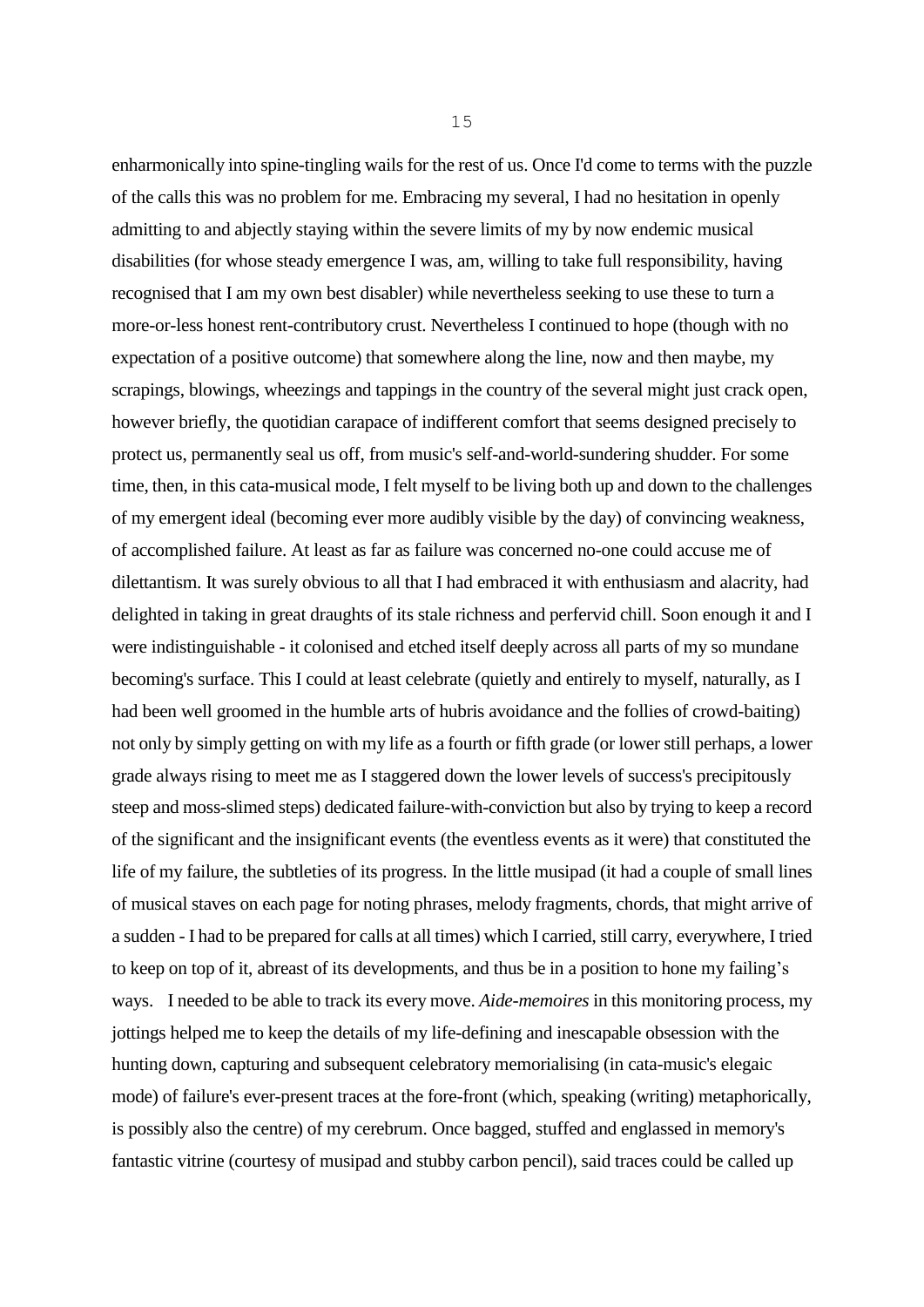enharmonically into spine-tingling wails for the rest of us. Once I'd come to terms with the puzzle of the calls this was no problem for me. Embracing my several, I had no hesitation in openly admitting to and abjectly staying within the severe limits of my by now endemic musical disabilities (for whose steady emergence I was, am, willing to take full responsibility, having recognised that I am my own best disabler) while nevertheless seeking to use these to turn a more-or-less honest rent-contributory crust. Nevertheless I continued to hope (though with no expectation of a positive outcome) that somewhere along the line, now and then maybe, my scrapings, blowings, wheezings and tappings in the country of the several might just crack open, however briefly, the quotidian carapace of indifferent comfort that seems designed precisely to protect us, permanently seal us off, from music's self-and-world-sundering shudder. For some time, then, in this cata-musical mode, I felt myself to be living both up and down to the challenges of my emergent ideal (becoming ever more audibly visible by the day) of convincing weakness, of accomplished failure. At least as far as failure was concerned no-one could accuse me of dilettantism. It was surely obvious to all that I had embraced it with enthusiasm and alacrity, had delighted in taking in great draughts of its stale richness and perfervid chill. Soon enough it and I were indistinguishable - it colonised and etched itself deeply across all parts of my so mundane becoming's surface. This I could at least celebrate (quietly and entirely to myself, naturally, as I had been well groomed in the humble arts of hubris avoidance and the follies of crowd-baiting) not only by simply getting on with my life as a fourth or fifth grade (or lower still perhaps, a lower grade always rising to meet me as I staggered down the lower levels of success's precipitously steep and moss-slimed steps) dedicated failure-with-conviction but also by trying to keep a record of the significant and the insignificant events (the eventless events as it were) that constituted the life of my failure, the subtleties of its progress. In the little musipad (it had a couple of small lines of musical staves on each page for noting phrases, melody fragments, chords, that might arrive of a sudden - I had to be prepared for calls at all times) which I carried, still carry, everywhere, I tried to keep on top of it, abreast of its developments, and thus be in a position to hone my failing's ways. I needed to be able to track its every move. *Aide-memoires* in this monitoring process, my jottings helped me to keep the details of my life-defining and inescapable obsession with the hunting down, capturing and subsequent celebratory memorialising (in cata-music's elegaic mode) of failure's ever-present traces at the fore-front (which, speaking (writing) metaphorically, is possibly also the centre) of my cerebrum. Once bagged, stuffed and englassed in memory's fantastic vitrine (courtesy of musipad and stubby carbon pencil), said traces could be called up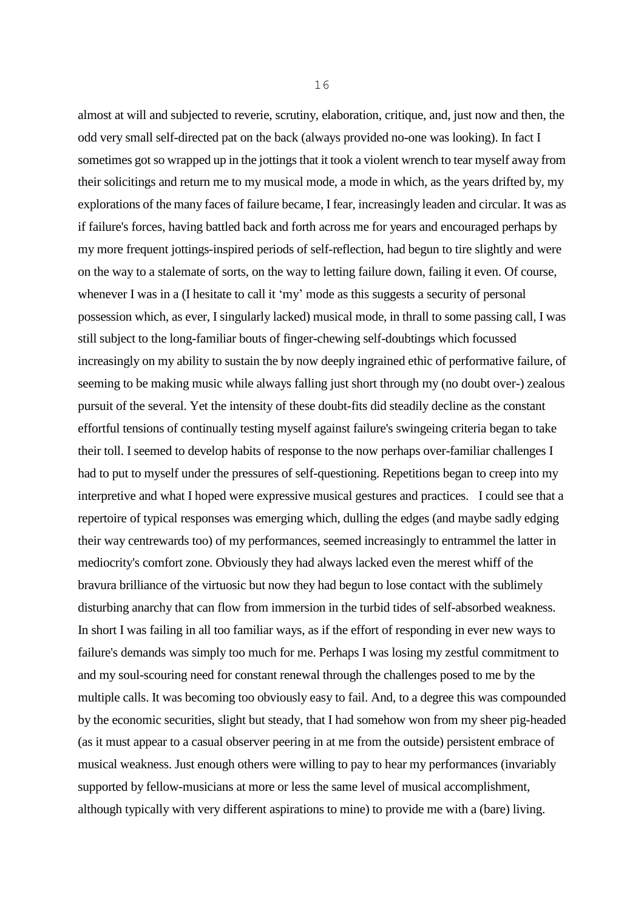almost at will and subjected to reverie, scrutiny, elaboration, critique, and, just now and then, the odd very small self-directed pat on the back (always provided no-one was looking). In fact I sometimes got so wrapped up in the jottings that it took a violent wrench to tear myself away from their solicitings and return me to my musical mode, a mode in which, as the years drifted by, my explorations of the many faces of failure became, I fear, increasingly leaden and circular. It was as if failure's forces, having battled back and forth across me for years and encouraged perhaps by my more frequent jottings-inspired periods of self-reflection, had begun to tire slightly and were on the way to a stalemate of sorts, on the way to letting failure down, failing it even. Of course, whenever I was in a (I hesitate to call it 'my' mode as this suggests a security of personal possession which, as ever, I singularly lacked) musical mode, in thrall to some passing call, I was still subject to the long-familiar bouts of finger-chewing self-doubtings which focussed increasingly on my ability to sustain the by now deeply ingrained ethic of performative failure, of seeming to be making music while always falling just short through my (no doubt over-) zealous pursuit of the several. Yet the intensity of these doubt-fits did steadily decline as the constant effortful tensions of continually testing myself against failure's swingeing criteria began to take their toll. I seemed to develop habits of response to the now perhaps over-familiar challenges I had to put to myself under the pressures of self-questioning. Repetitions began to creep into my interpretive and what I hoped were expressive musical gestures and practices. I could see that a repertoire of typical responses was emerging which, dulling the edges (and maybe sadly edging their way centrewards too) of my performances, seemed increasingly to entrammel the latter in mediocrity's comfort zone. Obviously they had always lacked even the merest whiff of the bravura brilliance of the virtuosic but now they had begun to lose contact with the sublimely disturbing anarchy that can flow from immersion in the turbid tides of self-absorbed weakness. In short I was failing in all too familiar ways, as if the effort of responding in ever new ways to failure's demands was simply too much for me. Perhaps I was losing my zestful commitment to and my soul-scouring need for constant renewal through the challenges posed to me by the multiple calls. It was becoming too obviously easy to fail. And, to a degree this was compounded by the economic securities, slight but steady, that I had somehow won from my sheer pig-headed (as it must appear to a casual observer peering in at me from the outside) persistent embrace of musical weakness. Just enough others were willing to pay to hear my performances (invariably supported by fellow-musicians at more or less the same level of musical accomplishment, although typically with very different aspirations to mine) to provide me with a (bare) living.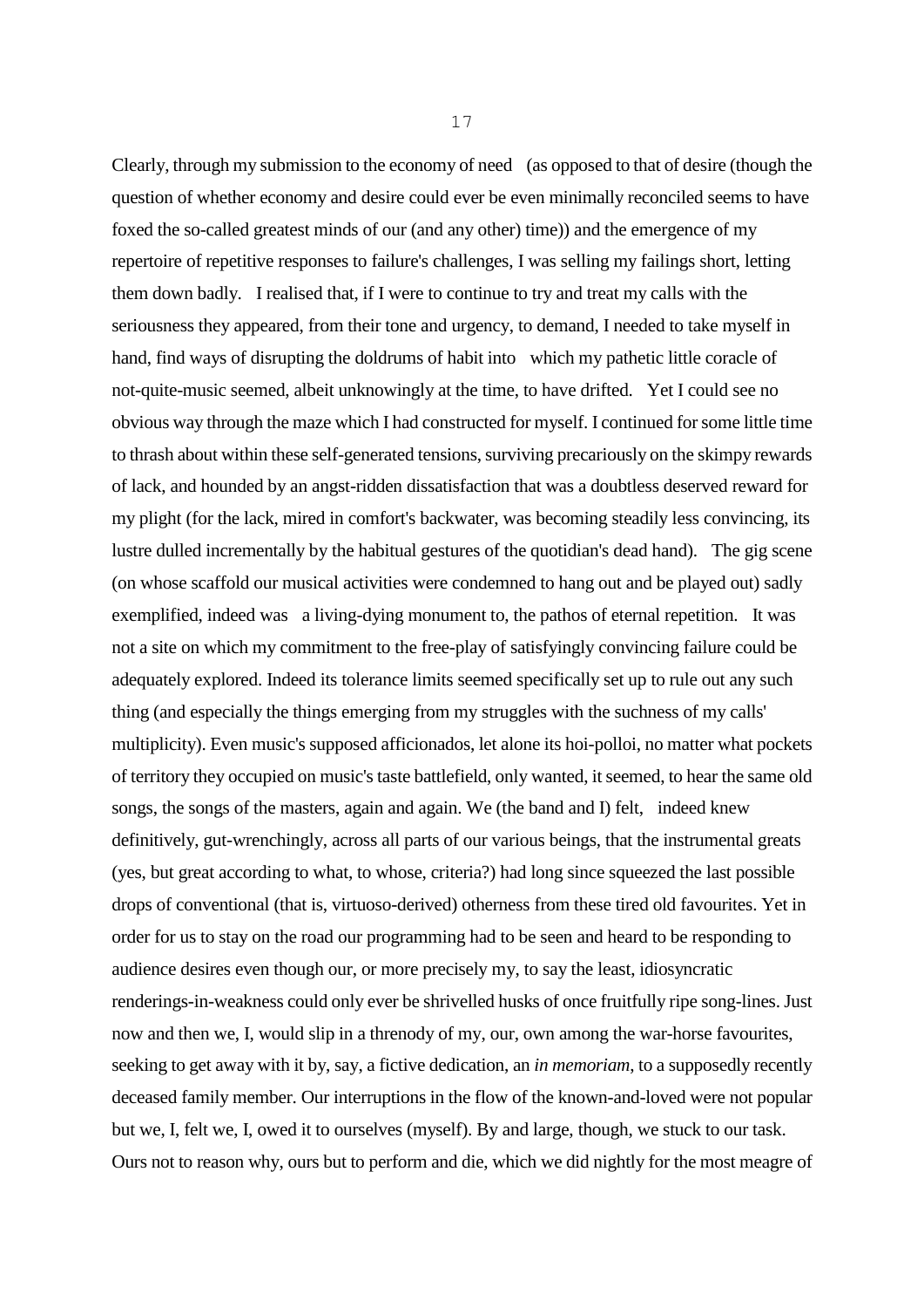Clearly, through my submission to the economy of need (as opposed to that of desire (though the question of whether economy and desire could ever be even minimally reconciled seems to have foxed the so-called greatest minds of our (and any other) time)) and the emergence of my repertoire of repetitive responses to failure's challenges, I was selling my failings short, letting them down badly. I realised that, if I were to continue to try and treat my calls with the seriousness they appeared, from their tone and urgency, to demand, I needed to take myself in hand, find ways of disrupting the doldrums of habit into which my pathetic little coracle of not-quite-music seemed, albeit unknowingly at the time, to have drifted. Yet I could see no obvious way through the maze which I had constructed for myself. I continued for some little time to thrash about within these self-generated tensions, surviving precariously on the skimpy rewards of lack, and hounded by an angst-ridden dissatisfaction that was a doubtless deserved reward for my plight (for the lack, mired in comfort's backwater, was becoming steadily less convincing, its lustre dulled incrementally by the habitual gestures of the quotidian's dead hand). The gig scene (on whose scaffold our musical activities were condemned to hang out and be played out) sadly exemplified, indeed was a living-dying monument to, the pathos of eternal repetition. It was not a site on which my commitment to the free-play of satisfyingly convincing failure could be adequately explored. Indeed its tolerance limits seemed specifically set up to rule out any such thing (and especially the things emerging from my struggles with the suchness of my calls' multiplicity). Even music's supposed afficionados, let alone its hoi-polloi, no matter what pockets of territory they occupied on music's taste battlefield, only wanted, it seemed, to hear the same old songs, the songs of the masters, again and again. We (the band and I) felt, indeed knew definitively, gut-wrenchingly, across all parts of our various beings, that the instrumental greats (yes, but great according to what, to whose, criteria?) had long since squeezed the last possible drops of conventional (that is, virtuoso-derived) otherness from these tired old favourites. Yet in order for us to stay on the road our programming had to be seen and heard to be responding to audience desires even though our, or more precisely my, to say the least, idiosyncratic renderings-in-weakness could only ever be shrivelled husks of once fruitfully ripe song-lines. Just now and then we, I, would slip in a threnody of my, our, own among the war-horse favourites, seeking to get away with it by, say, a fictive dedication, an *in memoriam*, to a supposedly recently deceased family member. Our interruptions in the flow of the known-and-loved were not popular but we, I, felt we, I, owed it to ourselves (myself). By and large, though, we stuck to our task. Ours not to reason why, ours but to perform and die, which we did nightly for the most meagre of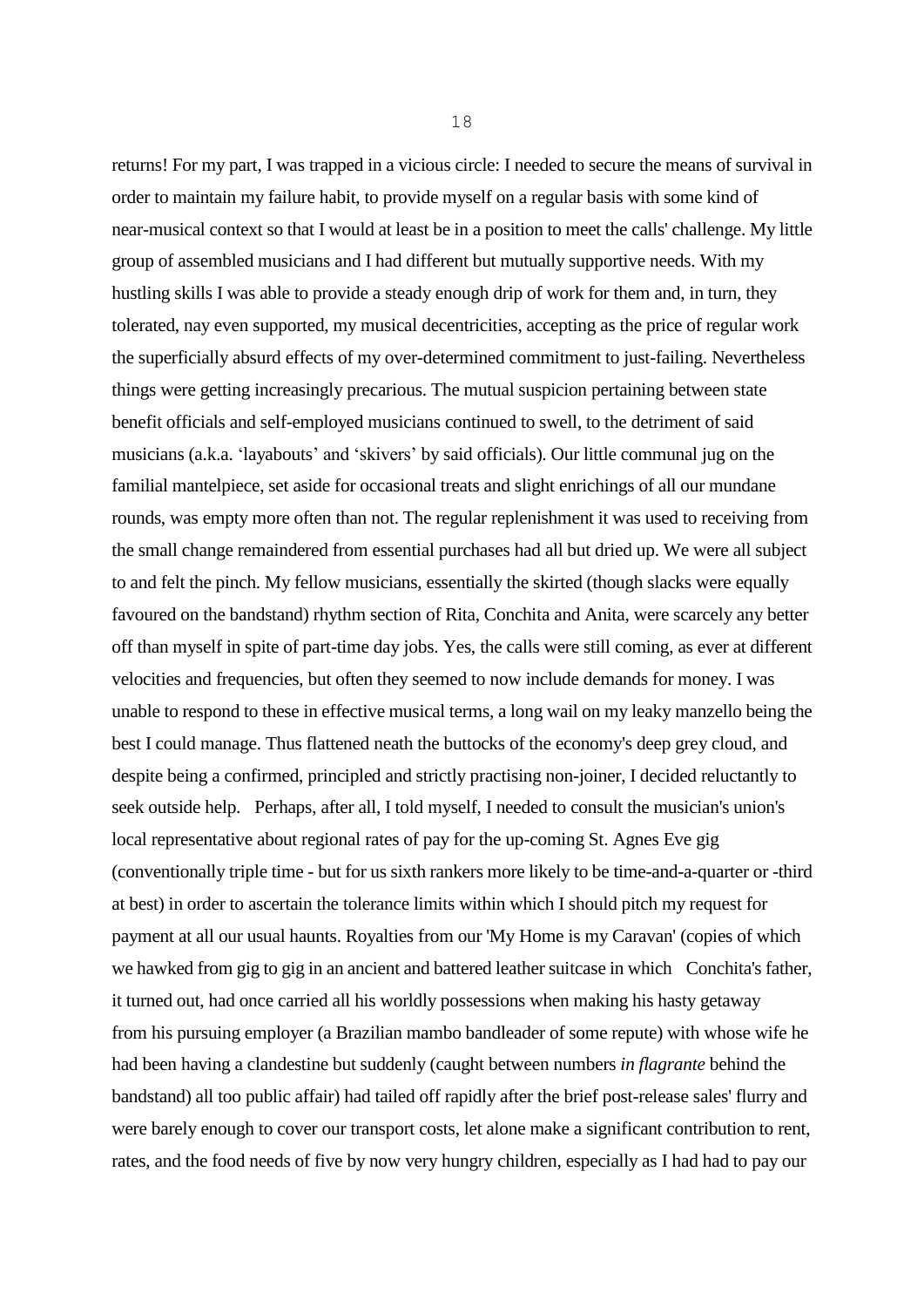returns! For my part, I was trapped in a vicious circle: I needed to secure the means of survival in order to maintain my failure habit, to provide myself on a regular basis with some kind of near-musical context so that I would at least be in a position to meet the calls' challenge. My little group of assembled musicians and I had different but mutually supportive needs. With my hustling skills I was able to provide a steady enough drip of work for them and, in turn, they tolerated, nay even supported, my musical decentricities, accepting as the price of regular work the superficially absurd effects of my over-determined commitment to just-failing. Nevertheless things were getting increasingly precarious. The mutual suspicion pertaining between state benefit officials and self-employed musicians continued to swell, to the detriment of said musicians (a.k.a. 'layabouts' and 'skivers' by said officials). Our little communal jug on the familial mantelpiece, set aside for occasional treats and slight enrichings of all our mundane rounds, was empty more often than not. The regular replenishment it was used to receiving from the small change remaindered from essential purchases had all but dried up. We were all subject to and felt the pinch. My fellow musicians, essentially the skirted (though slacks were equally favoured on the bandstand) rhythm section of Rita, Conchita and Anita, were scarcely any better off than myself in spite of part-time day jobs. Yes, the calls were still coming, as ever at different velocities and frequencies, but often they seemed to now include demands for money. I was unable to respond to these in effective musical terms, a long wail on my leaky manzello being the best I could manage. Thus flattened neath the buttocks of the economy's deep grey cloud, and despite being a confirmed, principled and strictly practising non-joiner, I decided reluctantly to seek outside help. Perhaps, after all, I told myself, I needed to consult the musician's union's local representative about regional rates of pay for the up-coming St. Agnes Eve gig (conventionally triple time - but for us sixth rankers more likely to be time-and-a-quarter or -third at best) in order to ascertain the tolerance limits within which I should pitch my request for payment at all our usual haunts. Royalties from our 'My Home is my Caravan' (copies of which we hawked from gig to gig in an ancient and battered leather suitcase in which Conchita's father, it turned out, had once carried all his worldly possessions when making his hasty getaway from his pursuing employer (a Brazilian mambo bandleader of some repute) with whose wife he had been having a clandestine but suddenly (caught between numbers *in flagrante* behind the bandstand) all too public affair) had tailed off rapidly after the brief post-release sales' flurry and were barely enough to cover our transport costs, let alone make a significant contribution to rent, rates, and the food needs of five by now very hungry children, especially as I had had to pay our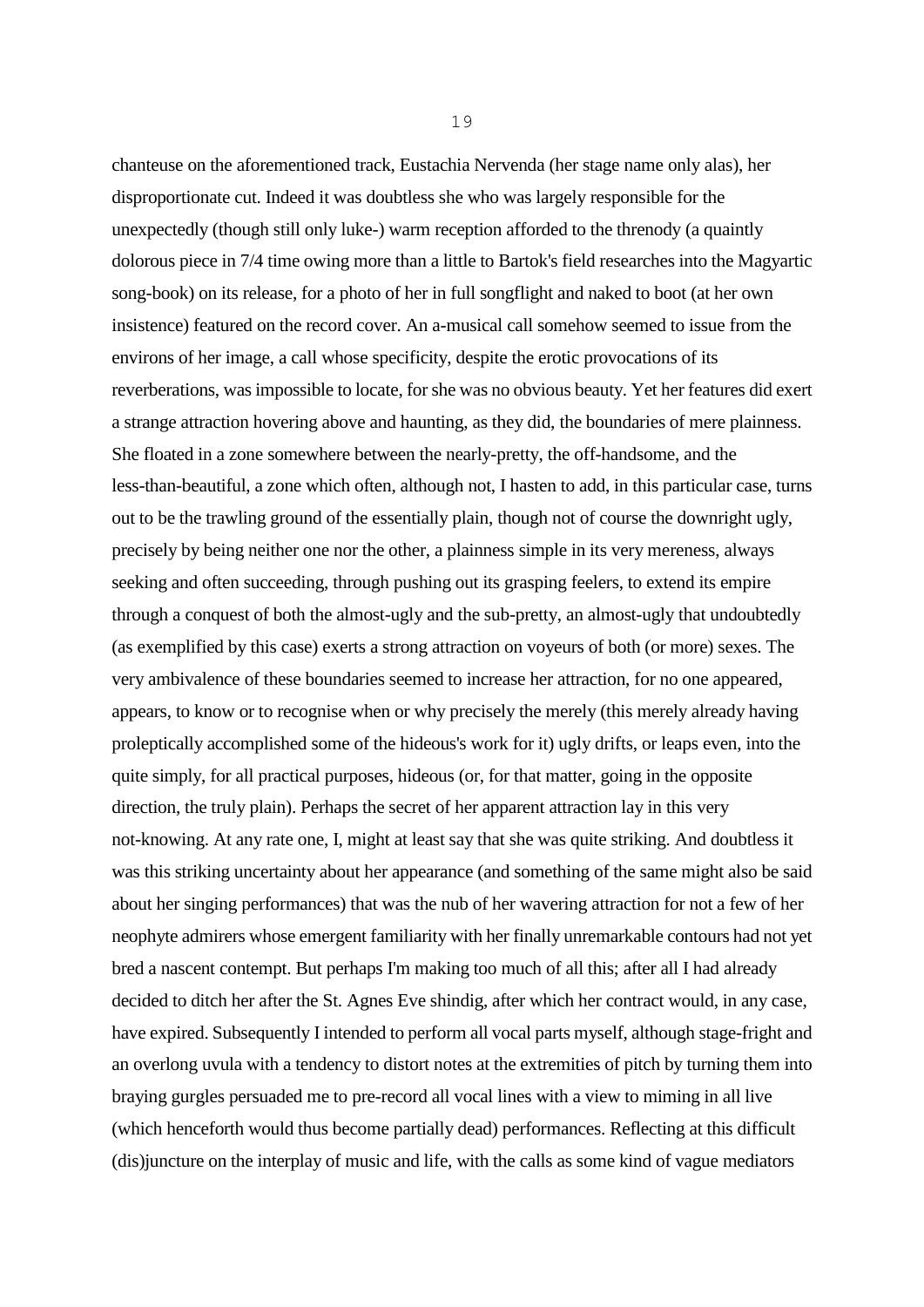chanteuse on the aforementioned track, Eustachia Nervenda (her stage name only alas), her disproportionate cut. Indeed it was doubtless she who was largely responsible for the unexpectedly (though still only luke-) warm reception afforded to the threnody (a quaintly dolorous piece in 7/4 time owing more than a little to Bartok's field researches into the Magyartic song-book) on its release, for a photo of her in full songflight and naked to boot (at her own insistence) featured on the record cover. An a-musical call somehow seemed to issue from the environs of her image, a call whose specificity, despite the erotic provocations of its reverberations, was impossible to locate, for she was no obvious beauty. Yet her features did exert a strange attraction hovering above and haunting, as they did, the boundaries of mere plainness. She floated in a zone somewhere between the nearly-pretty, the off-handsome, and the less-than-beautiful, a zone which often, although not, I hasten to add, in this particular case, turns out to be the trawling ground of the essentially plain, though not of course the downright ugly, precisely by being neither one nor the other, a plainness simple in its very mereness, always seeking and often succeeding, through pushing out its grasping feelers, to extend its empire through a conquest of both the almost-ugly and the sub-pretty, an almost-ugly that undoubtedly (as exemplified by this case) exerts a strong attraction on voyeurs of both (or more) sexes. The very ambivalence of these boundaries seemed to increase her attraction, for no one appeared, appears, to know or to recognise when or why precisely the merely (this merely already having proleptically accomplished some of the hideous's work for it) ugly drifts, or leaps even, into the quite simply, for all practical purposes, hideous (or, for that matter, going in the opposite direction, the truly plain). Perhaps the secret of her apparent attraction lay in this very not-knowing. At any rate one, I, might at least say that she was quite striking. And doubtless it was this striking uncertainty about her appearance (and something of the same might also be said about her singing performances) that was the nub of her wavering attraction for not a few of her neophyte admirers whose emergent familiarity with her finally unremarkable contours had not yet bred a nascent contempt. But perhaps I'm making too much of all this; after all I had already decided to ditch her after the St. Agnes Eve shindig, after which her contract would, in any case, have expired. Subsequently I intended to perform all vocal parts myself, although stage-fright and an overlong uvula with a tendency to distort notes at the extremities of pitch by turning them into braying gurgles persuaded me to pre-record all vocal lines with a view to miming in all live (which henceforth would thus become partially dead) performances. Reflecting at this difficult (dis)juncture on the interplay of music and life, with the calls as some kind of vague mediators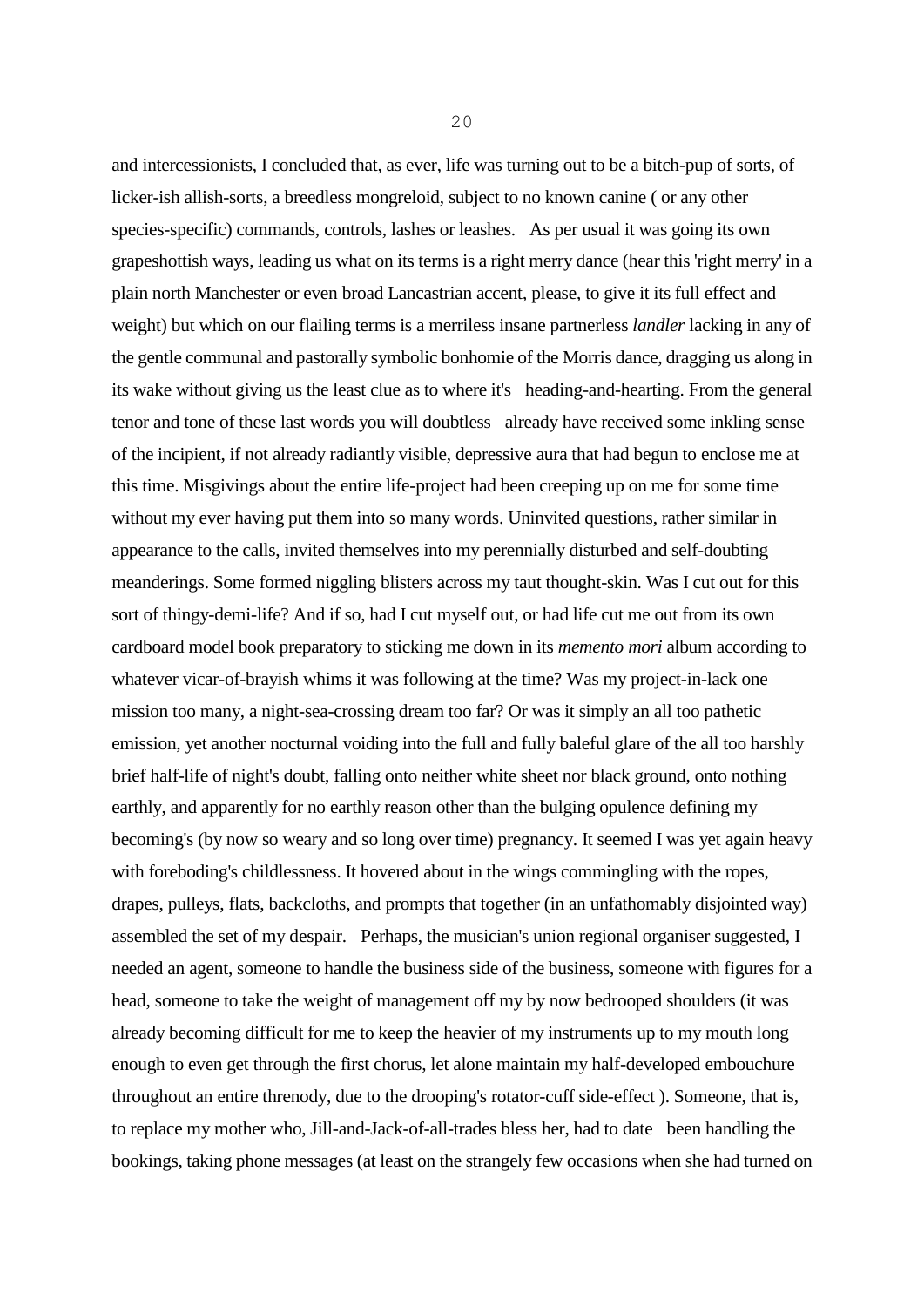and intercessionists, I concluded that, as ever, life was turning out to be a bitch-pup of sorts, of licker-ish allish-sorts, a breedless mongreloid, subject to no known canine ( or any other species-specific) commands, controls, lashes or leashes. As per usual it was going its own grapeshottish ways, leading us what on its terms is a right merry dance (hear this 'right merry' in a plain north Manchester or even broad Lancastrian accent, please, to give it its full effect and weight) but which on our flailing terms is a merriless insane partnerless *landler* lacking in any of the gentle communal and pastorally symbolic bonhomie of the Morris dance, dragging us along in its wake without giving us the least clue as to where it's heading-and-hearting. From the general tenor and tone of these last words you will doubtless already have received some inkling sense of the incipient, if not already radiantly visible, depressive aura that had begun to enclose me at this time. Misgivings about the entire life-project had been creeping up on me for some time without my ever having put them into so many words. Uninvited questions, rather similar in appearance to the calls, invited themselves into my perennially disturbed and self-doubting meanderings. Some formed niggling blisters across my taut thought-skin. Was I cut out for this sort of thingy-demi-life? And if so, had I cut myself out, or had life cut me out from its own cardboard model book preparatory to sticking me down in its *memento mori* album according to whatever vicar-of-brayish whims it was following at the time? Was my project-in-lack one mission too many, a night-sea-crossing dream too far? Or was it simply an all too pathetic emission, yet another nocturnal voiding into the full and fully baleful glare of the all too harshly brief half-life of night's doubt, falling onto neither white sheet nor black ground, onto nothing earthly, and apparently for no earthly reason other than the bulging opulence defining my becoming's (by now so weary and so long over time) pregnancy. It seemed I was yet again heavy with foreboding's childlessness. It hovered about in the wings commingling with the ropes, drapes, pulleys, flats, backcloths, and prompts that together (in an unfathomably disjointed way) assembled the set of my despair. Perhaps, the musician's union regional organiser suggested, I needed an agent, someone to handle the business side of the business, someone with figures for a head, someone to take the weight of management off my by now bedrooped shoulders (it was already becoming difficult for me to keep the heavier of my instruments up to my mouth long enough to even get through the first chorus, let alone maintain my half-developed embouchure throughout an entire threnody, due to the drooping's rotator-cuff side-effect ). Someone, that is, to replace my mother who, Jill-and-Jack-of-all-trades bless her, had to date been handling the bookings, taking phone messages (at least on the strangely few occasions when she had turned on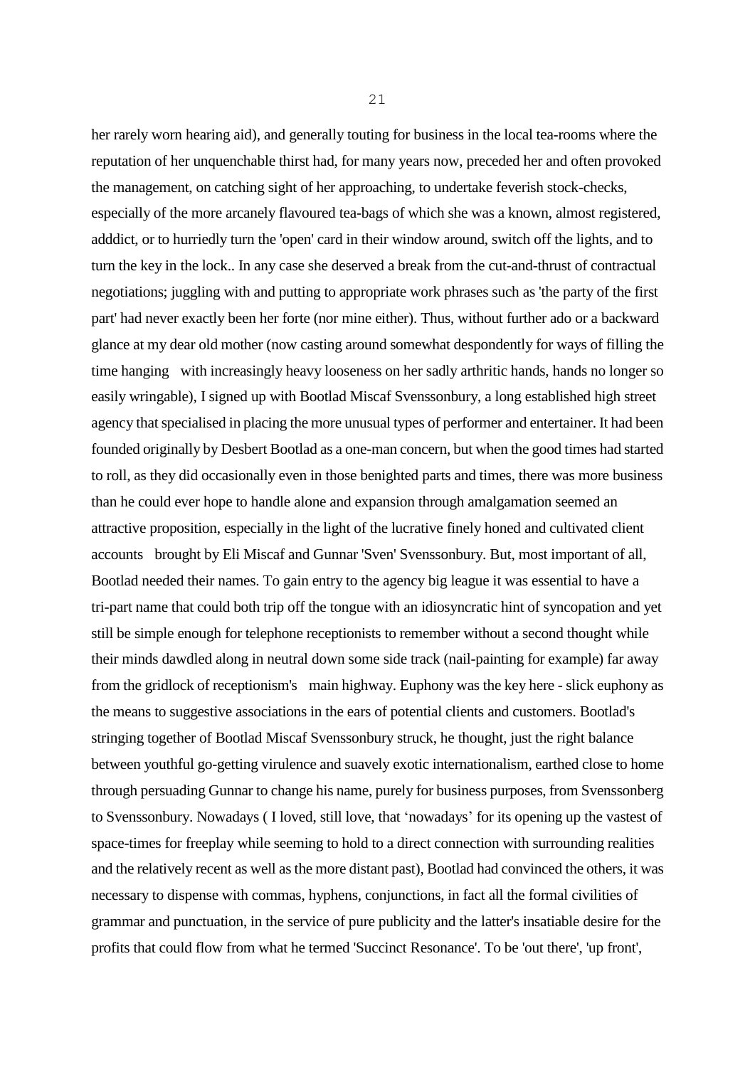her rarely worn hearing aid), and generally touting for business in the local tea-rooms where the reputation of her unquenchable thirst had, for many years now, preceded her and often provoked the management, on catching sight of her approaching, to undertake feverish stock-checks, especially of the more arcanely flavoured tea-bags of which she was a known, almost registered, adddict, or to hurriedly turn the 'open' card in their window around, switch off the lights, and to turn the key in the lock.. In any case she deserved a break from the cut-and-thrust of contractual negotiations; juggling with and putting to appropriate work phrases such as 'the party of the first part' had never exactly been her forte (nor mine either). Thus, without further ado or a backward glance at my dear old mother (now casting around somewhat despondently for ways of filling the time hanging with increasingly heavy looseness on her sadly arthritic hands, hands no longer so easily wringable), I signed up with Bootlad Miscaf Svenssonbury, a long established high street agency that specialised in placing the more unusual types of performer and entertainer. It had been founded originally by Desbert Bootlad as a one-man concern, but when the good times had started to roll, as they did occasionally even in those benighted parts and times, there was more business than he could ever hope to handle alone and expansion through amalgamation seemed an attractive proposition, especially in the light of the lucrative finely honed and cultivated client accounts brought by Eli Miscaf and Gunnar 'Sven' Svenssonbury. But, most important of all, Bootlad needed their names. To gain entry to the agency big league it was essential to have a tri-part name that could both trip off the tongue with an idiosyncratic hint of syncopation and yet still be simple enough for telephone receptionists to remember without a second thought while their minds dawdled along in neutral down some side track (nail-painting for example) far away from the gridlock of receptionism's main highway. Euphony was the key here - slick euphony as the means to suggestive associations in the ears of potential clients and customers. Bootlad's stringing together of Bootlad Miscaf Svenssonbury struck, he thought, just the right balance between youthful go-getting virulence and suavely exotic internationalism, earthed close to home through persuading Gunnar to change his name, purely for business purposes, from Svenssonberg to Svenssonbury. Nowadays ( I loved, still love, that 'nowadays' for its opening up the vastest of space-times for freeplay while seeming to hold to a direct connection with surrounding realities and the relatively recent as well as the more distant past), Bootlad had convinced the others, it was necessary to dispense with commas, hyphens, conjunctions, in fact all the formal civilities of grammar and punctuation, in the service of pure publicity and the latter's insatiable desire for the profits that could flow from what he termed 'Succinct Resonance'. To be 'out there', 'up front',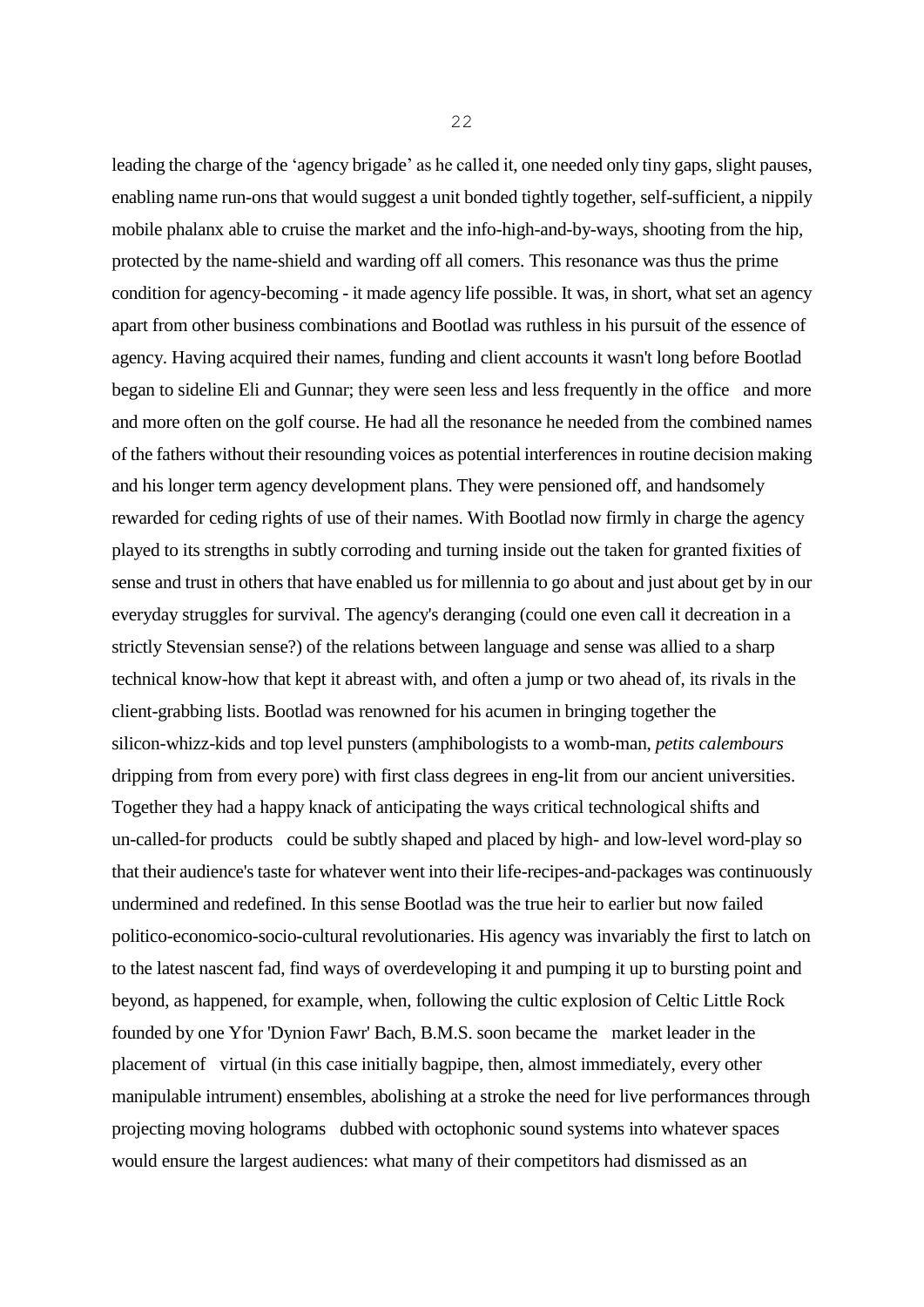leading the charge of the 'agency brigade' as he called it, one needed only tiny gaps, slight pauses, enabling name run-ons that would suggest a unit bonded tightly together, self-sufficient, a nippily mobile phalanx able to cruise the market and the info-high-and-by-ways, shooting from the hip, protected by the name-shield and warding off all comers. This resonance was thus the prime condition for agency-becoming - it made agency life possible. It was, in short, what set an agency apart from other business combinations and Bootlad was ruthless in his pursuit of the essence of agency. Having acquired their names, funding and client accounts it wasn't long before Bootlad began to sideline Eli and Gunnar; they were seen less and less frequently in the office and more and more often on the golf course. He had all the resonance he needed from the combined names of the fathers without their resounding voices as potential interferences in routine decision making and his longer term agency development plans. They were pensioned off, and handsomely rewarded for ceding rights of use of their names. With Bootlad now firmly in charge the agency played to its strengths in subtly corroding and turning inside out the taken for granted fixities of sense and trust in others that have enabled us for millennia to go about and just about get by in our everyday struggles for survival. The agency's deranging (could one even call it decreation in a strictly Stevensian sense?) of the relations between language and sense was allied to a sharp technical know-how that kept it abreast with, and often a jump or two ahead of, its rivals in the client-grabbing lists. Bootlad was renowned for his acumen in bringing together the silicon-whizz-kids and top level punsters (amphibologists to a womb-man, *petits calembours* dripping from from every pore) with first class degrees in eng-lit from our ancient universities. Together they had a happy knack of anticipating the ways critical technological shifts and un-called-for products could be subtly shaped and placed by high- and low-level word-play so that their audience's taste for whatever went into their life-recipes-and-packages was continuously undermined and redefined. In this sense Bootlad was the true heir to earlier but now failed politico-economico-socio-cultural revolutionaries. His agency was invariably the first to latch on to the latest nascent fad, find ways of overdeveloping it and pumping it up to bursting point and beyond, as happened, for example, when, following the cultic explosion of Celtic Little Rock founded by one Yfor 'Dynion Fawr' Bach, B.M.S. soon became the market leader in the placement of virtual (in this case initially bagpipe, then, almost immediately, every other manipulable intrument) ensembles, abolishing at a stroke the need for live performances through projecting moving holograms dubbed with octophonic sound systems into whatever spaces would ensure the largest audiences: what many of their competitors had dismissed as an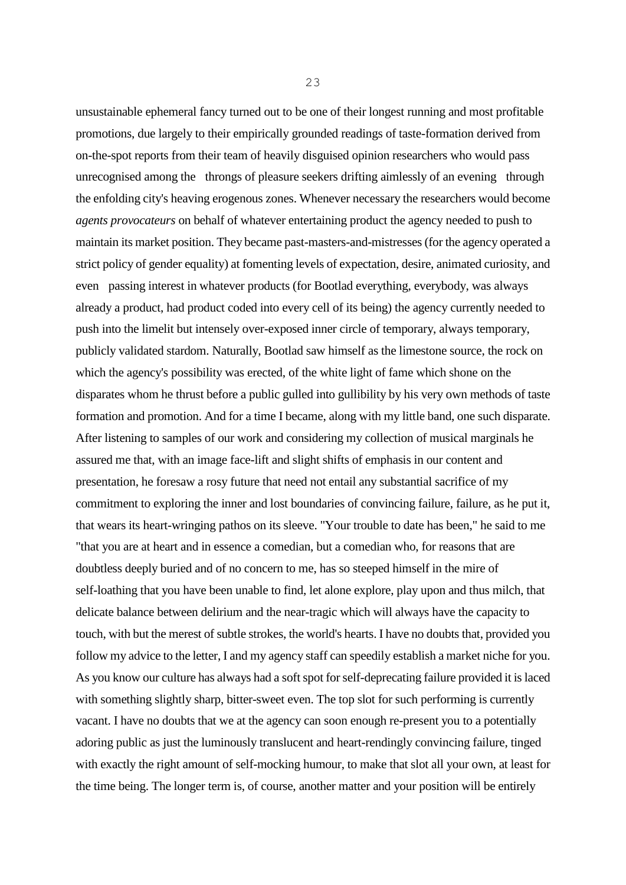unsustainable ephemeral fancy turned out to be one of their longest running and most profitable promotions, due largely to their empirically grounded readings of taste-formation derived from on-the-spot reports from their team of heavily disguised opinion researchers who would pass unrecognised among the throngs of pleasure seekers drifting aimlessly of an evening through the enfolding city's heaving erogenous zones. Whenever necessary the researchers would become *agents provocateurs* on behalf of whatever entertaining product the agency needed to push to maintain its market position. They became past-masters-and-mistresses (for the agency operated a strict policy of gender equality) at fomenting levels of expectation, desire, animated curiosity, and even passing interest in whatever products (for Bootlad everything, everybody, was always already a product, had product coded into every cell of its being) the agency currently needed to push into the limelit but intensely over-exposed inner circle of temporary, always temporary, publicly validated stardom. Naturally, Bootlad saw himself as the limestone source, the rock on which the agency's possibility was erected, of the white light of fame which shone on the disparates whom he thrust before a public gulled into gullibility by his very own methods of taste formation and promotion. And for a time I became, along with my little band, one such disparate. After listening to samples of our work and considering my collection of musical marginals he assured me that, with an image face-lift and slight shifts of emphasis in our content and presentation, he foresaw a rosy future that need not entail any substantial sacrifice of my commitment to exploring the inner and lost boundaries of convincing failure, failure, as he put it, that wears its heart-wringing pathos on its sleeve. "Your trouble to date has been," he said to me "that you are at heart and in essence a comedian, but a comedian who, for reasons that are doubtless deeply buried and of no concern to me, has so steeped himself in the mire of self-loathing that you have been unable to find, let alone explore, play upon and thus milch, that delicate balance between delirium and the near-tragic which will always have the capacity to touch, with but the merest of subtle strokes, the world's hearts. I have no doubts that, provided you follow my advice to the letter, I and my agency staff can speedily establish a market niche for you. As you know our culture has always had a soft spot for self-deprecating failure provided it is laced with something slightly sharp, bitter-sweet even. The top slot for such performing is currently vacant. I have no doubts that we at the agency can soon enough re-present you to a potentially adoring public as just the luminously translucent and heart-rendingly convincing failure, tinged with exactly the right amount of self-mocking humour, to make that slot all your own, at least for the time being. The longer term is, of course, another matter and your position will be entirely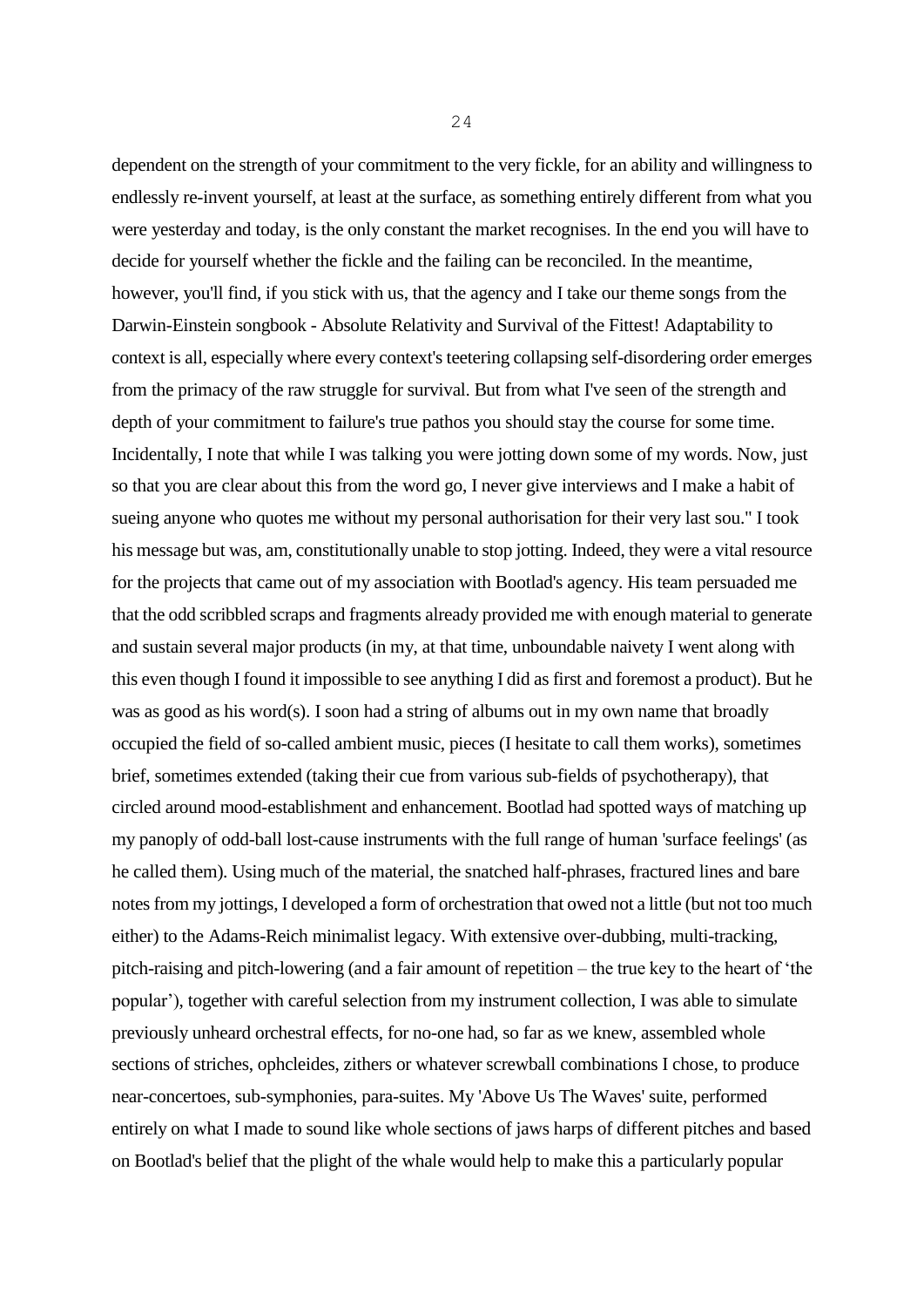dependent on the strength of your commitment to the very fickle, for an ability and willingness to endlessly re-invent yourself, at least at the surface, as something entirely different from what you were yesterday and today, is the only constant the market recognises. In the end you will have to decide for yourself whether the fickle and the failing can be reconciled. In the meantime, however, you'll find, if you stick with us, that the agency and I take our theme songs from the Darwin-Einstein songbook - Absolute Relativity and Survival of the Fittest! Adaptability to context is all, especially where every context's teetering collapsing self-disordering order emerges from the primacy of the raw struggle for survival. But from what I've seen of the strength and depth of your commitment to failure's true pathos you should stay the course for some time. Incidentally, I note that while I was talking you were jotting down some of my words. Now, just so that you are clear about this from the word go, I never give interviews and I make a habit of sueing anyone who quotes me without my personal authorisation for their very last sou." I took his message but was, am, constitutionally unable to stop jotting. Indeed, they were a vital resource for the projects that came out of my association with Bootlad's agency. His team persuaded me that the odd scribbled scraps and fragments already provided me with enough material to generate and sustain several major products (in my, at that time, unboundable naivety I went along with this even though I found it impossible to see anything I did as first and foremost a product). But he was as good as his word(s). I soon had a string of albums out in my own name that broadly occupied the field of so-called ambient music, pieces (I hesitate to call them works), sometimes brief, sometimes extended (taking their cue from various sub-fields of psychotherapy), that circled around mood-establishment and enhancement. Bootlad had spotted ways of matching up my panoply of odd-ball lost-cause instruments with the full range of human 'surface feelings' (as he called them). Using much of the material, the snatched half-phrases, fractured lines and bare notes from my jottings, I developed a form of orchestration that owed not a little (but not too much either) to the Adams-Reich minimalist legacy. With extensive over-dubbing, multi-tracking, pitch-raising and pitch-lowering (and a fair amount of repetition – the true key to the heart of 'the popular'), together with careful selection from my instrument collection, I was able to simulate previously unheard orchestral effects, for no-one had, so far as we knew, assembled whole sections of striches, ophcleides, zithers or whatever screwball combinations I chose, to produce near-concertoes, sub-symphonies, para-suites. My 'Above Us The Waves' suite, performed entirely on what I made to sound like whole sections of jaws harps of different pitches and based on Bootlad's belief that the plight of the whale would help to make this a particularly popular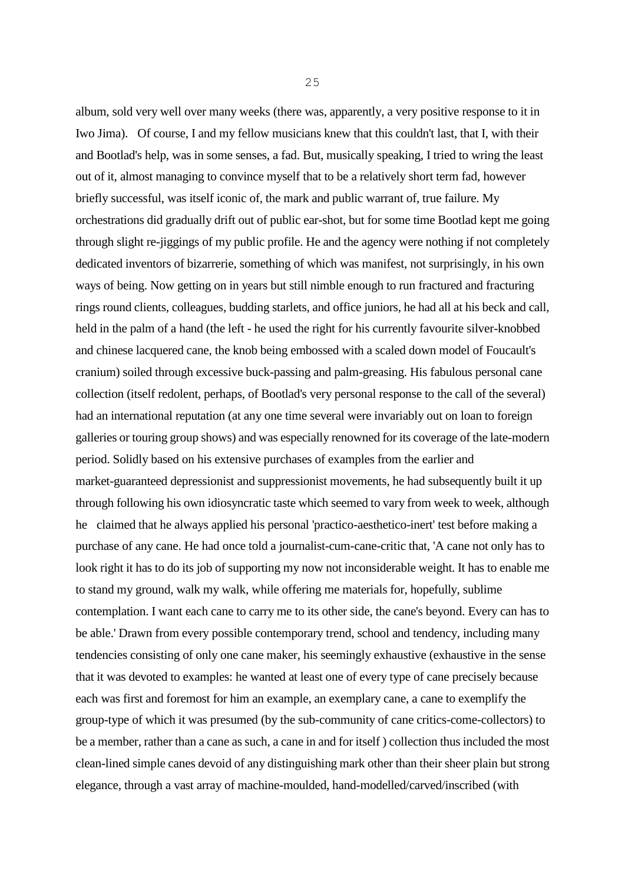album, sold very well over many weeks (there was, apparently, a very positive response to it in Iwo Jima). Of course, I and my fellow musicians knew that this couldn't last, that I, with their and Bootlad's help, was in some senses, a fad. But, musically speaking, I tried to wring the least out of it, almost managing to convince myself that to be a relatively short term fad, however briefly successful, was itself iconic of, the mark and public warrant of, true failure. My orchestrations did gradually drift out of public ear-shot, but for some time Bootlad kept me going through slight re-jiggings of my public profile. He and the agency were nothing if not completely dedicated inventors of bizarrerie, something of which was manifest, not surprisingly, in his own ways of being. Now getting on in years but still nimble enough to run fractured and fracturing rings round clients, colleagues, budding starlets, and office juniors, he had all at his beck and call, held in the palm of a hand (the left - he used the right for his currently favourite silver-knobbed and chinese lacquered cane, the knob being embossed with a scaled down model of Foucault's cranium) soiled through excessive buck-passing and palm-greasing. His fabulous personal cane collection (itself redolent, perhaps, of Bootlad's very personal response to the call of the several) had an international reputation (at any one time several were invariably out on loan to foreign galleries or touring group shows) and was especially renowned for its coverage of the late-modern period. Solidly based on his extensive purchases of examples from the earlier and market-guaranteed depressionist and suppressionist movements, he had subsequently built it up through following his own idiosyncratic taste which seemed to vary from week to week, although he claimed that he always applied his personal 'practico-aesthetico-inert' test before making a purchase of any cane. He had once told a journalist-cum-cane-critic that, 'A cane not only has to look right it has to do its job of supporting my now not inconsiderable weight. It has to enable me to stand my ground, walk my walk, while offering me materials for, hopefully, sublime contemplation. I want each cane to carry me to its other side, the cane's beyond. Every can has to be able.' Drawn from every possible contemporary trend, school and tendency, including many tendencies consisting of only one cane maker, his seemingly exhaustive (exhaustive in the sense that it was devoted to examples: he wanted at least one of every type of cane precisely because each was first and foremost for him an example, an exemplary cane, a cane to exemplify the group-type of which it was presumed (by the sub-community of cane critics-come-collectors) to be a member, rather than a cane as such, a cane in and for itself ) collection thus included the most clean-lined simple canes devoid of any distinguishing mark other than their sheer plain but strong elegance, through a vast array of machine-moulded, hand-modelled/carved/inscribed (with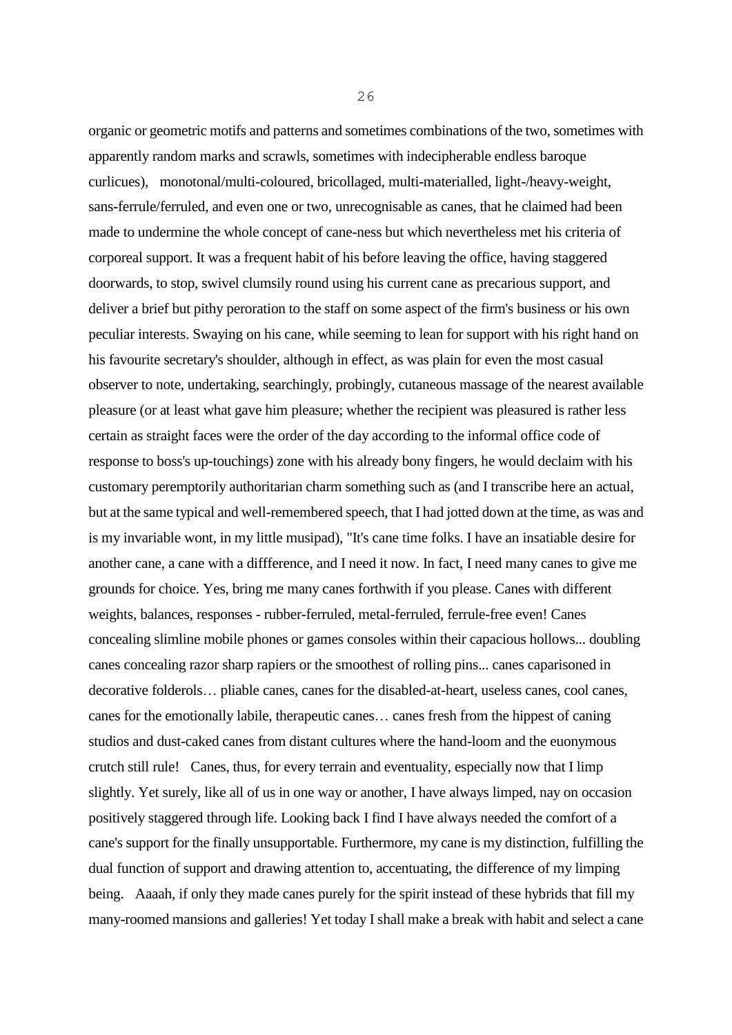organic or geometric motifs and patterns and sometimes combinations of the two, sometimes with apparently random marks and scrawls, sometimes with indecipherable endless baroque curlicues), monotonal/multi-coloured, bricollaged, multi-materialled, light-/heavy-weight, sans-ferrule/ferruled, and even one or two, unrecognisable as canes, that he claimed had been made to undermine the whole concept of cane-ness but which nevertheless met his criteria of corporeal support. It was a frequent habit of his before leaving the office, having staggered doorwards, to stop, swivel clumsily round using his current cane as precarious support, and deliver a brief but pithy peroration to the staff on some aspect of the firm's business or his own peculiar interests. Swaying on his cane, while seeming to lean for support with his right hand on his favourite secretary's shoulder, although in effect, as was plain for even the most casual observer to note, undertaking, searchingly, probingly, cutaneous massage of the nearest available pleasure (or at least what gave him pleasure; whether the recipient was pleasured is rather less certain as straight faces were the order of the day according to the informal office code of response to boss's up-touchings) zone with his already bony fingers, he would declaim with his customary peremptorily authoritarian charm something such as (and I transcribe here an actual, but at the same typical and well-remembered speech, that I had jotted down at the time, as was and is my invariable wont, in my little musipad), "It's cane time folks. I have an insatiable desire for another cane, a cane with a diffference, and I need it now. In fact, I need many canes to give me grounds for choice. Yes, bring me many canes forthwith if you please. Canes with different weights, balances, responses - rubber-ferruled, metal-ferruled, ferrule-free even! Canes concealing slimline mobile phones or games consoles within their capacious hollows... doubling canes concealing razor sharp rapiers or the smoothest of rolling pins... canes caparisoned in decorative folderols… pliable canes, canes for the disabled-at-heart, useless canes, cool canes, canes for the emotionally labile, therapeutic canes… canes fresh from the hippest of caning studios and dust-caked canes from distant cultures where the hand-loom and the euonymous crutch still rule! Canes, thus, for every terrain and eventuality, especially now that I limp slightly. Yet surely, like all of us in one way or another, I have always limped, nay on occasion positively staggered through life. Looking back I find I have always needed the comfort of a cane's support for the finally unsupportable. Furthermore, my cane is my distinction, fulfilling the dual function of support and drawing attention to, accentuating, the difference of my limping being. Aaaah, if only they made canes purely for the spirit instead of these hybrids that fill my many-roomed mansions and galleries! Yet today I shall make a break with habit and select a cane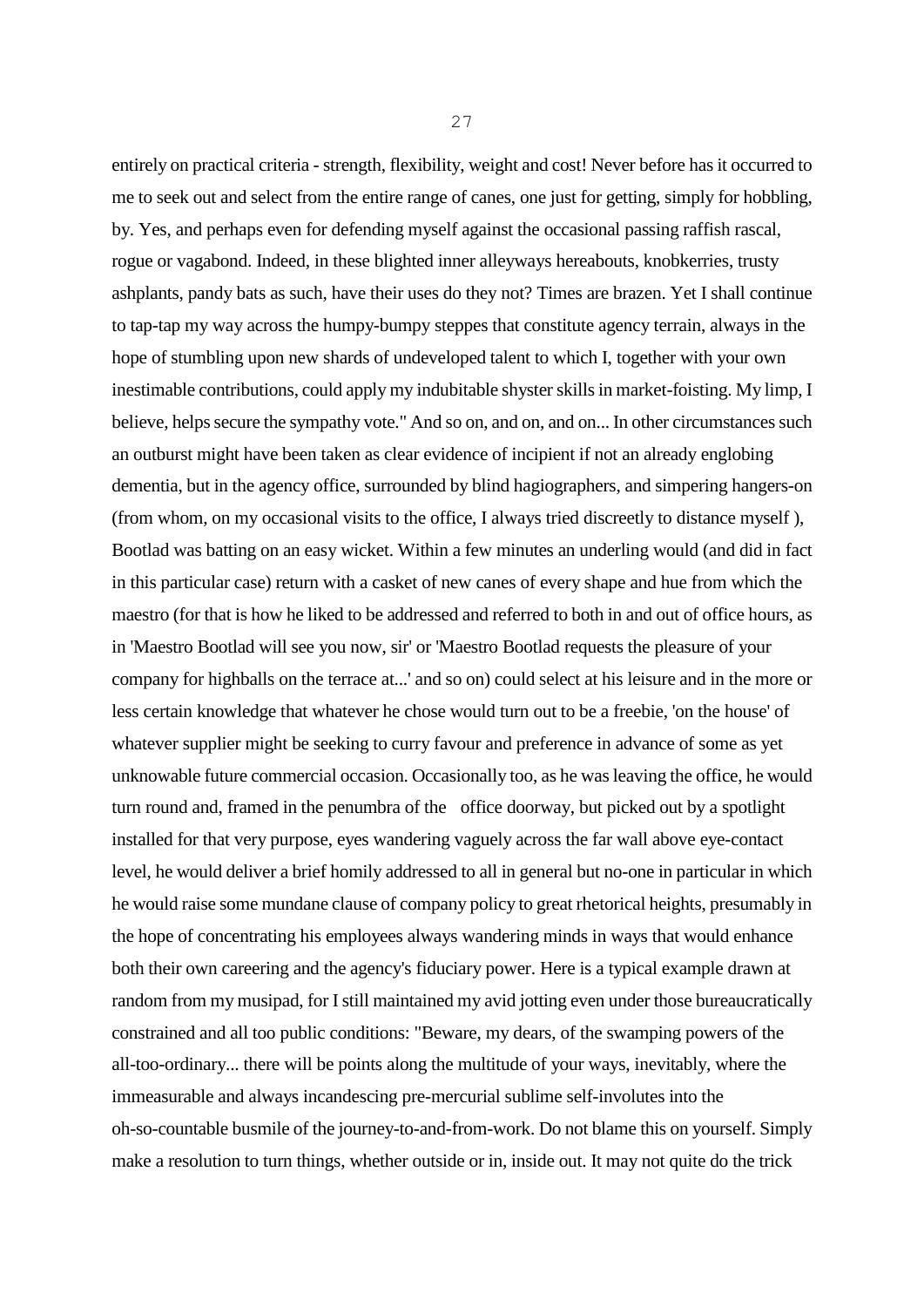entirely on practical criteria - strength, flexibility, weight and cost! Never before has it occurred to me to seek out and select from the entire range of canes, one just for getting, simply for hobbling, by. Yes, and perhaps even for defending myself against the occasional passing raffish rascal, rogue or vagabond. Indeed, in these blighted inner alleyways hereabouts, knobkerries, trusty ashplants, pandy bats as such, have their uses do they not? Times are brazen. Yet I shall continue to tap-tap my way across the humpy-bumpy steppes that constitute agency terrain, always in the hope of stumbling upon new shards of undeveloped talent to which I, together with your own inestimable contributions, could apply my indubitable shyster skills in market-foisting. My limp, I believe, helps secure the sympathy vote." And so on, and on, and on... In other circumstances such an outburst might have been taken as clear evidence of incipient if not an already englobing dementia, but in the agency office, surrounded by blind hagiographers, and simpering hangers-on (from whom, on my occasional visits to the office, I always tried discreetly to distance myself ), Bootlad was batting on an easy wicket. Within a few minutes an underling would (and did in fact in this particular case) return with a casket of new canes of every shape and hue from which the maestro (for that is how he liked to be addressed and referred to both in and out of office hours, as in 'Maestro Bootlad will see you now, sir' or 'Maestro Bootlad requests the pleasure of your company for highballs on the terrace at...' and so on) could select at his leisure and in the more or less certain knowledge that whatever he chose would turn out to be a freebie, 'on the house' of whatever supplier might be seeking to curry favour and preference in advance of some as yet unknowable future commercial occasion. Occasionally too, as he was leaving the office, he would turn round and, framed in the penumbra of the office doorway, but picked out by a spotlight installed for that very purpose, eyes wandering vaguely across the far wall above eye-contact level, he would deliver a brief homily addressed to all in general but no-one in particular in which he would raise some mundane clause of company policy to great rhetorical heights, presumably in the hope of concentrating his employees always wandering minds in ways that would enhance both their own careering and the agency's fiduciary power. Here is a typical example drawn at random from my musipad, for I still maintained my avid jotting even under those bureaucratically constrained and all too public conditions: "Beware, my dears, of the swamping powers of the all-too-ordinary... there will be points along the multitude of your ways, inevitably, where the immeasurable and always incandescing pre-mercurial sublime self-involutes into the oh-so-countable busmile of the journey-to-and-from-work. Do not blame this on yourself. Simply make a resolution to turn things, whether outside or in, inside out. It may not quite do the trick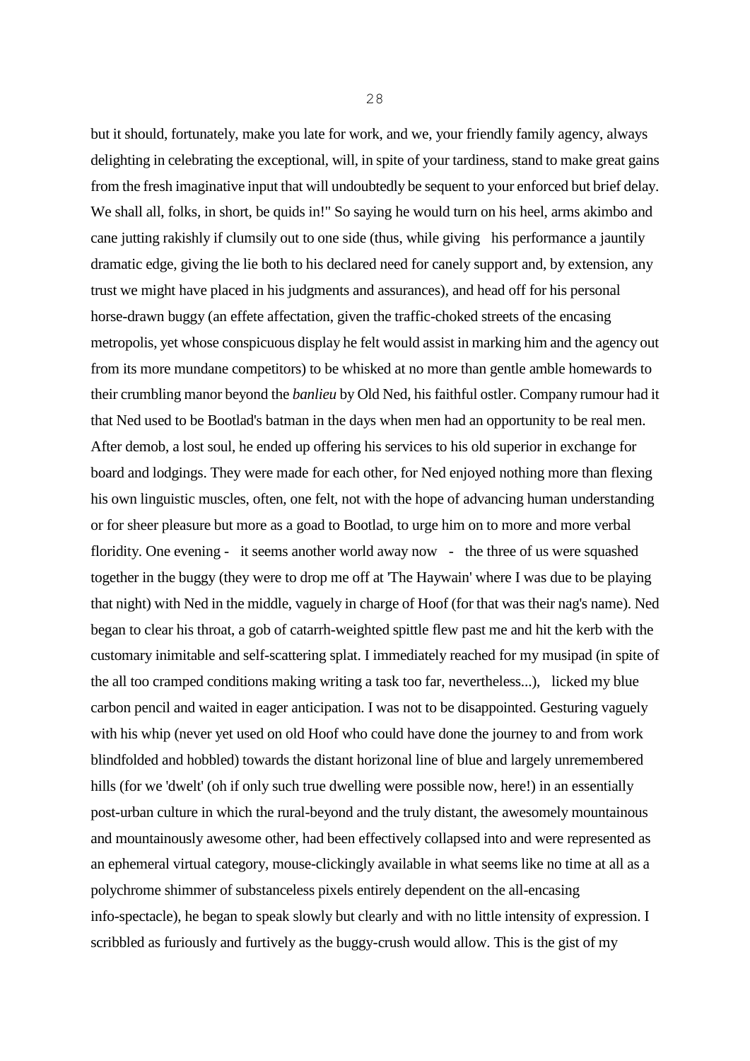but it should, fortunately, make you late for work, and we, your friendly family agency, always delighting in celebrating the exceptional, will, in spite of your tardiness, stand to make great gains from the fresh imaginative input that will undoubtedly be sequent to your enforced but brief delay. We shall all, folks, in short, be quids in!" So saying he would turn on his heel, arms akimbo and cane jutting rakishly if clumsily out to one side (thus, while giving his performance a jauntily dramatic edge, giving the lie both to his declared need for canely support and, by extension, any trust we might have placed in his judgments and assurances), and head off for his personal horse-drawn buggy (an effete affectation, given the traffic-choked streets of the encasing metropolis, yet whose conspicuous display he felt would assist in marking him and the agency out from its more mundane competitors) to be whisked at no more than gentle amble homewards to their crumbling manor beyond the *banlieu* by Old Ned, his faithful ostler. Company rumour had it that Ned used to be Bootlad's batman in the days when men had an opportunity to be real men. After demob, a lost soul, he ended up offering his services to his old superior in exchange for board and lodgings. They were made for each other, for Ned enjoyed nothing more than flexing his own linguistic muscles, often, one felt, not with the hope of advancing human understanding or for sheer pleasure but more as a goad to Bootlad, to urge him on to more and more verbal floridity. One evening - it seems another world away now - the three of us were squashed together in the buggy (they were to drop me off at 'The Haywain' where I was due to be playing that night) with Ned in the middle, vaguely in charge of Hoof (for that was their nag's name). Ned began to clear his throat, a gob of catarrh-weighted spittle flew past me and hit the kerb with the customary inimitable and self-scattering splat. I immediately reached for my musipad (in spite of the all too cramped conditions making writing a task too far, nevertheless...), licked my blue carbon pencil and waited in eager anticipation. I was not to be disappointed. Gesturing vaguely with his whip (never yet used on old Hoof who could have done the journey to and from work blindfolded and hobbled) towards the distant horizonal line of blue and largely unremembered hills (for we 'dwelt' (oh if only such true dwelling were possible now, here!) in an essentially post-urban culture in which the rural-beyond and the truly distant, the awesomely mountainous and mountainously awesome other, had been effectively collapsed into and were represented as an ephemeral virtual category, mouse-clickingly available in what seems like no time at all as a polychrome shimmer of substanceless pixels entirely dependent on the all-encasing info-spectacle), he began to speak slowly but clearly and with no little intensity of expression. I scribbled as furiously and furtively as the buggy-crush would allow. This is the gist of my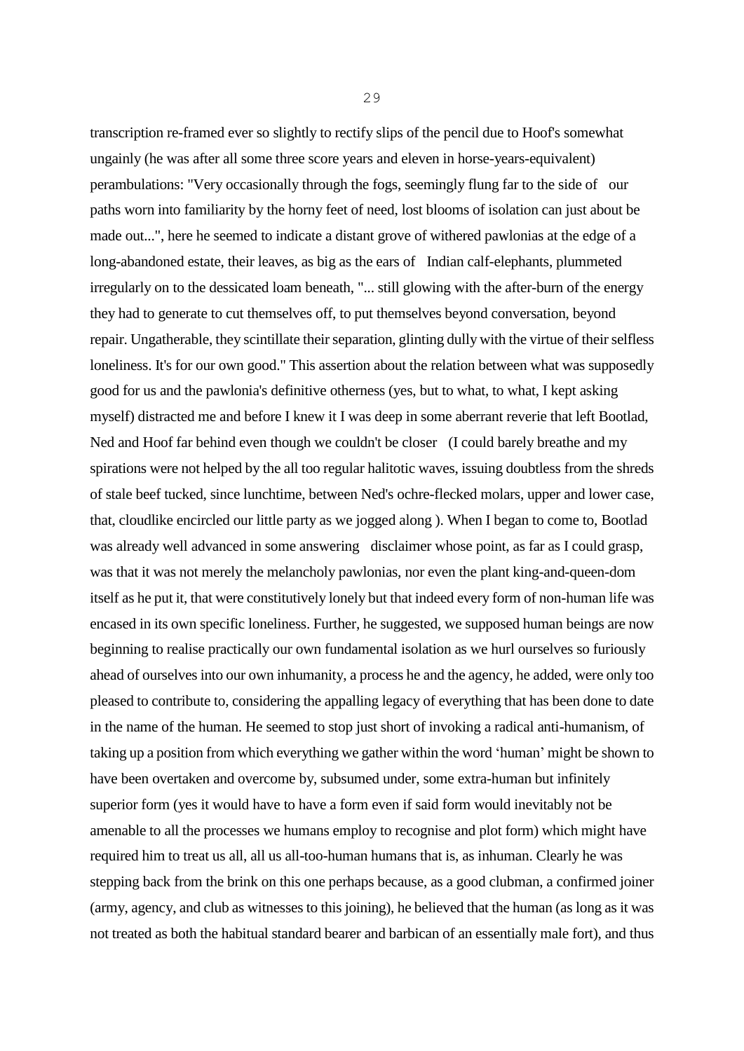transcription re-framed ever so slightly to rectify slips of the pencil due to Hoof's somewhat ungainly (he was after all some three score years and eleven in horse-years-equivalent) perambulations: "Very occasionally through the fogs, seemingly flung far to the side of our paths worn into familiarity by the horny feet of need, lost blooms of isolation can just about be made out...", here he seemed to indicate a distant grove of withered pawlonias at the edge of a long-abandoned estate, their leaves, as big as the ears of Indian calf-elephants, plummeted irregularly on to the dessicated loam beneath, "... still glowing with the after-burn of the energy they had to generate to cut themselves off, to put themselves beyond conversation, beyond repair. Ungatherable, they scintillate their separation, glinting dully with the virtue of their selfless loneliness. It's for our own good." This assertion about the relation between what was supposedly good for us and the pawlonia's definitive otherness (yes, but to what, to what, I kept asking myself) distracted me and before I knew it I was deep in some aberrant reverie that left Bootlad, Ned and Hoof far behind even though we couldn't be closer (I could barely breathe and my spirations were not helped by the all too regular halitotic waves, issuing doubtless from the shreds of stale beef tucked, since lunchtime, between Ned's ochre-flecked molars, upper and lower case, that, cloudlike encircled our little party as we jogged along ). When I began to come to, Bootlad was already well advanced in some answering disclaimer whose point, as far as I could grasp, was that it was not merely the melancholy pawlonias, nor even the plant king-and-queen-dom itself as he put it, that were constitutively lonely but that indeed every form of non-human life was encased in its own specific loneliness. Further, he suggested, we supposed human beings are now beginning to realise practically our own fundamental isolation as we hurl ourselves so furiously ahead of ourselves into our own inhumanity, a process he and the agency, he added, were only too pleased to contribute to, considering the appalling legacy of everything that has been done to date in the name of the human. He seemed to stop just short of invoking a radical anti-humanism, of taking up a position from which everything we gather within the word 'human' might be shown to have been overtaken and overcome by, subsumed under, some extra-human but infinitely superior form (yes it would have to have a form even if said form would inevitably not be amenable to all the processes we humans employ to recognise and plot form) which might have required him to treat us all, all us all-too-human humans that is, as inhuman. Clearly he was stepping back from the brink on this one perhaps because, as a good clubman, a confirmed joiner (army, agency, and club as witnesses to this joining), he believed that the human (as long as it was not treated as both the habitual standard bearer and barbican of an essentially male fort), and thus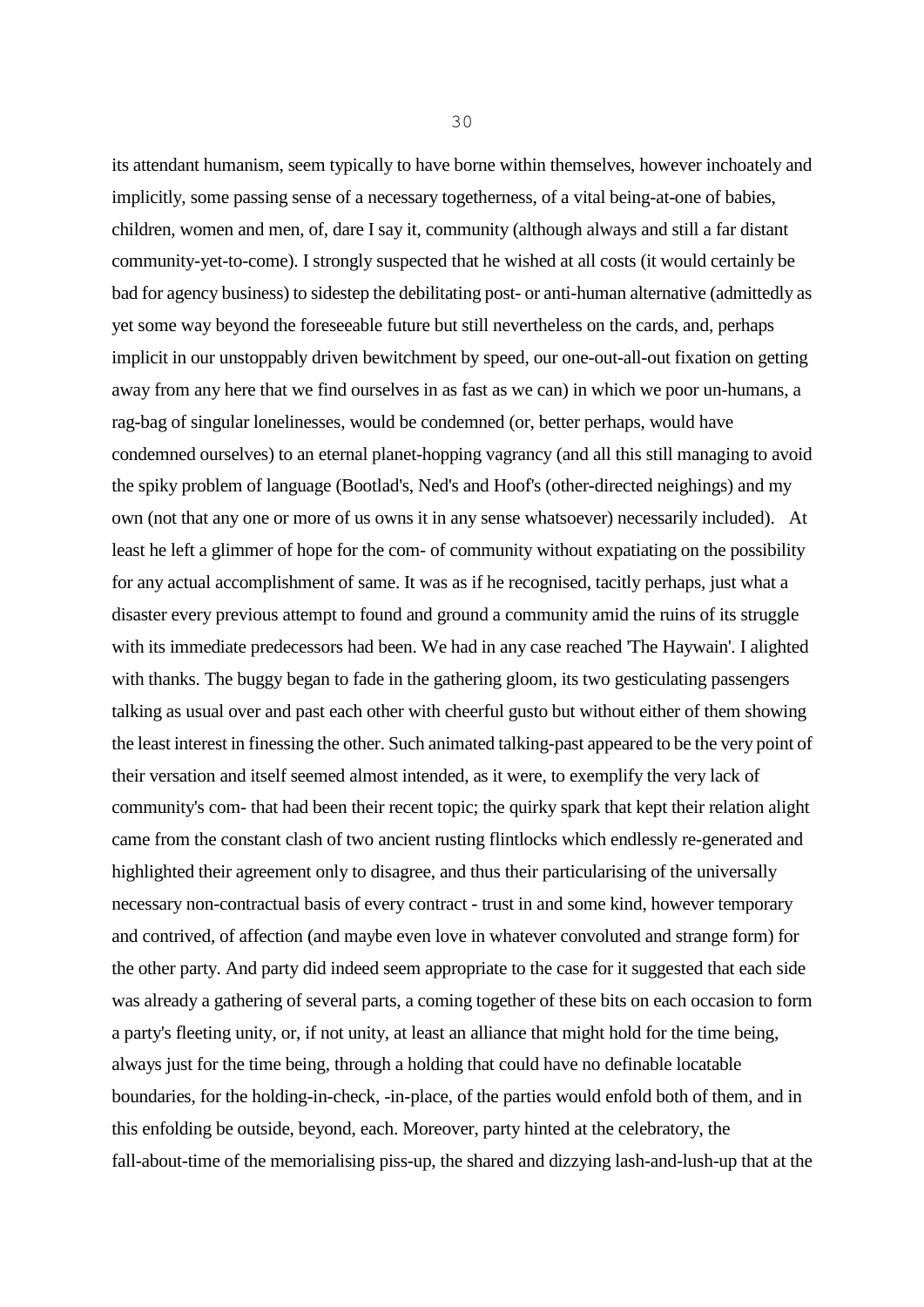its attendant humanism, seem typically to have borne within themselves, however inchoately and implicitly, some passing sense of a necessary togetherness, of a vital being-at-one of babies, children, women and men, of, dare I say it, community (although always and still a far distant community-yet-to-come). I strongly suspected that he wished at all costs (it would certainly be bad for agency business) to sidestep the debilitating post- or anti-human alternative (admittedly as yet some way beyond the foreseeable future but still nevertheless on the cards, and, perhaps implicit in our unstoppably driven bewitchment by speed, our one-out-all-out fixation on getting away from any here that we find ourselves in as fast as we can) in which we poor un-humans, a rag-bag of singular lonelinesses, would be condemned (or, better perhaps, would have condemned ourselves) to an eternal planet-hopping vagrancy (and all this still managing to avoid the spiky problem of language (Bootlad's, Ned's and Hoof's (other-directed neighings) and my own (not that any one or more of us owns it in any sense whatsoever) necessarily included). At least he left a glimmer of hope for the com- of community without expatiating on the possibility for any actual accomplishment of same. It was as if he recognised, tacitly perhaps, just what a disaster every previous attempt to found and ground a community amid the ruins of its struggle with its immediate predecessors had been. We had in any case reached 'The Haywain'. I alighted with thanks. The buggy began to fade in the gathering gloom, its two gesticulating passengers talking as usual over and past each other with cheerful gusto but without either of them showing the least interest in finessing the other. Such animated talking-past appeared to be the very point of their versation and itself seemed almost intended, as it were, to exemplify the very lack of community's com- that had been their recent topic; the quirky spark that kept their relation alight came from the constant clash of two ancient rusting flintlocks which endlessly re-generated and highlighted their agreement only to disagree, and thus their particularising of the universally necessary non-contractual basis of every contract - trust in and some kind, however temporary and contrived, of affection (and maybe even love in whatever convoluted and strange form) for the other party. And party did indeed seem appropriate to the case for it suggested that each side was already a gathering of several parts, a coming together of these bits on each occasion to form a party's fleeting unity, or, if not unity, at least an alliance that might hold for the time being, always just for the time being, through a holding that could have no definable locatable boundaries, for the holding-in-check, -in-place, of the parties would enfold both of them, and in this enfolding be outside, beyond, each. Moreover, party hinted at the celebratory, the fall-about-time of the memorialising piss-up, the shared and dizzying lash-and-lush-up that at the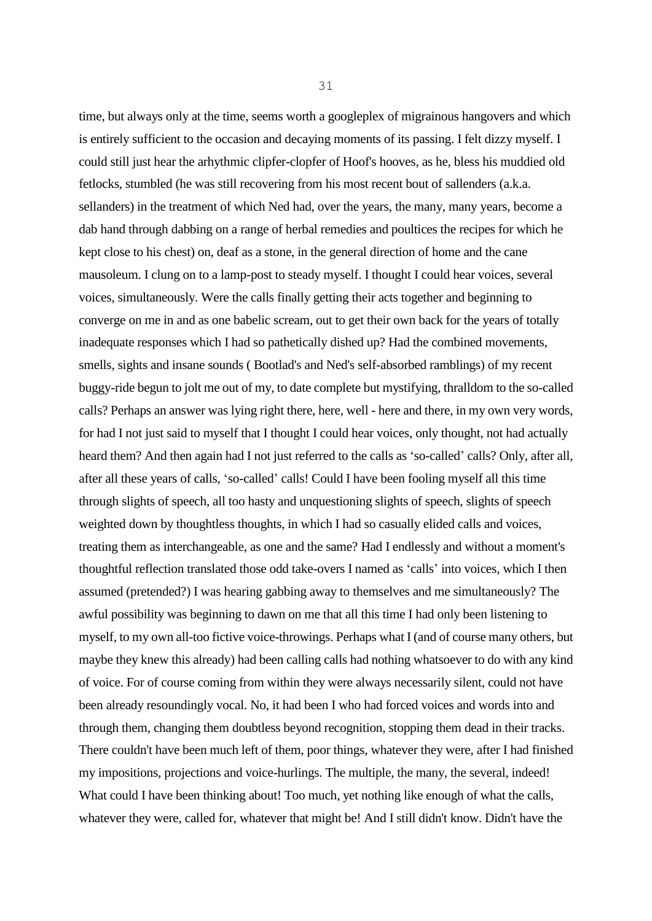time, but always only at the time, seems worth a googleplex of migrainous hangovers and which is entirely sufficient to the occasion and decaying moments of its passing. I felt dizzy myself. I could still just hear the arhythmic clipfer-clopfer of Hoof's hooves, as he, bless his muddied old fetlocks, stumbled (he was still recovering from his most recent bout of sallenders (a.k.a. sellanders) in the treatment of which Ned had, over the years, the many, many years, become a dab hand through dabbing on a range of herbal remedies and poultices the recipes for which he kept close to his chest) on, deaf as a stone, in the general direction of home and the cane mausoleum. I clung on to a lamp-post to steady myself. I thought I could hear voices, several voices, simultaneously. Were the calls finally getting their acts together and beginning to converge on me in and as one babelic scream, out to get their own back for the years of totally inadequate responses which I had so pathetically dished up? Had the combined movements, smells, sights and insane sounds ( Bootlad's and Ned's self-absorbed ramblings) of my recent buggy-ride begun to jolt me out of my, to date complete but mystifying, thralldom to the so-called calls? Perhaps an answer was lying right there, here, well - here and there, in my own very words, for had I not just said to myself that I thought I could hear voices, only thought, not had actually heard them? And then again had I not just referred to the calls as 'so-called' calls? Only, after all, after all these years of calls, 'so-called' calls! Could I have been fooling myself all this time through slights of speech, all too hasty and unquestioning slights of speech, slights of speech weighted down by thoughtless thoughts, in which I had so casually elided calls and voices, treating them as interchangeable, as one and the same? Had I endlessly and without a moment's thoughtful reflection translated those odd take-overs I named as 'calls' into voices, which I then assumed (pretended?) I was hearing gabbing away to themselves and me simultaneously? The awful possibility was beginning to dawn on me that all this time I had only been listening to myself, to my own all-too fictive voice-throwings. Perhaps what I (and of course many others, but maybe they knew this already) had been calling calls had nothing whatsoever to do with any kind of voice. For of course coming from within they were always necessarily silent, could not have been already resoundingly vocal. No, it had been I who had forced voices and words into and through them, changing them doubtless beyond recognition, stopping them dead in their tracks. There couldn't have been much left of them, poor things, whatever they were, after I had finished my impositions, projections and voice-hurlings. The multiple, the many, the several, indeed! What could I have been thinking about! Too much, yet nothing like enough of what the calls, whatever they were, called for, whatever that might be! And I still didn't know. Didn't have the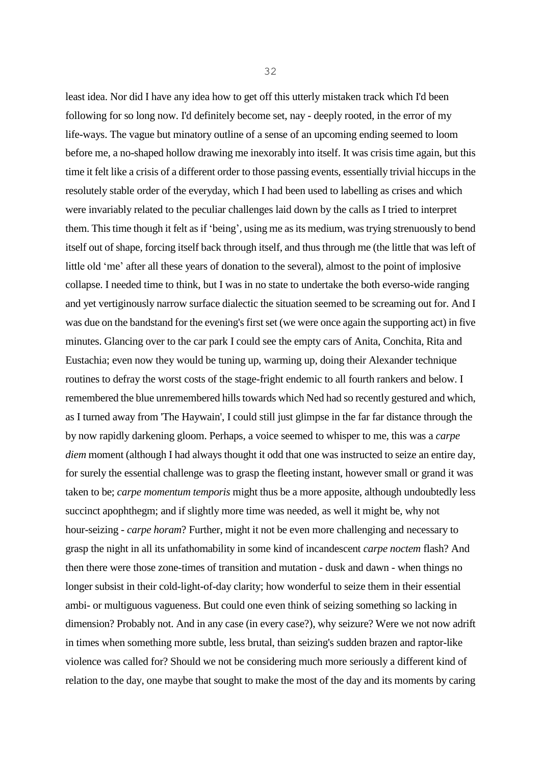least idea. Nor did I have any idea how to get off this utterly mistaken track which I'd been following for so long now. I'd definitely become set, nay - deeply rooted, in the error of my life-ways. The vague but minatory outline of a sense of an upcoming ending seemed to loom before me, a no-shaped hollow drawing me inexorably into itself. It was crisis time again, but this time it felt like a crisis of a different order to those passing events, essentially trivial hiccups in the resolutely stable order of the everyday, which I had been used to labelling as crises and which were invariably related to the peculiar challenges laid down by the calls as I tried to interpret them. This time though it felt as if 'being', using me as its medium, was trying strenuously to bend itself out of shape, forcing itself back through itself, and thus through me (the little that was left of little old 'me' after all these years of donation to the several), almost to the point of implosive collapse. I needed time to think, but I was in no state to undertake the both everso-wide ranging and yet vertiginously narrow surface dialectic the situation seemed to be screaming out for. And I was due on the bandstand for the evening's first set (we were once again the supporting act) in five minutes. Glancing over to the car park I could see the empty cars of Anita, Conchita, Rita and Eustachia; even now they would be tuning up, warming up, doing their Alexander technique routines to defray the worst costs of the stage-fright endemic to all fourth rankers and below. I remembered the blue unremembered hills towards which Ned had so recently gestured and which, as I turned away from 'The Haywain', I could still just glimpse in the far far distance through the by now rapidly darkening gloom. Perhaps, a voice seemed to whisper to me, this was a *carpe diem* moment (although I had always thought it odd that one was instructed to seize an entire day, for surely the essential challenge was to grasp the fleeting instant, however small or grand it was taken to be; *carpe momentum temporis* might thus be a more apposite, although undoubtedly less succinct apophthegm; and if slightly more time was needed, as well it might be, why not hour-seizing - *carpe horam*? Further, might it not be even more challenging and necessary to grasp the night in all its unfathomability in some kind of incandescent *carpe noctem* flash? And then there were those zone-times of transition and mutation - dusk and dawn - when things no longer subsist in their cold-light-of-day clarity; how wonderful to seize them in their essential ambi- or multiguous vagueness. But could one even think of seizing something so lacking in dimension? Probably not. And in any case (in every case?), why seizure? Were we not now adrift in times when something more subtle, less brutal, than seizing's sudden brazen and raptor-like violence was called for? Should we not be considering much more seriously a different kind of relation to the day, one maybe that sought to make the most of the day and its moments by caring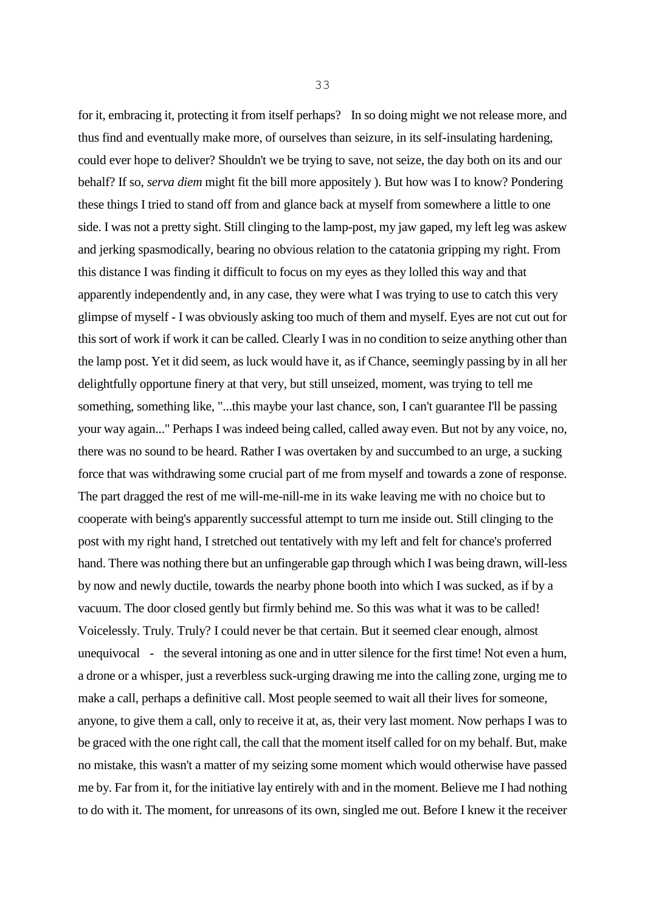for it, embracing it, protecting it from itself perhaps? In so doing might we not release more, and thus find and eventually make more, of ourselves than seizure, in its self-insulating hardening, could ever hope to deliver? Shouldn't we be trying to save, not seize, the day both on its and our behalf? If so, *serva diem* might fit the bill more appositely ). But how was I to know? Pondering these things I tried to stand off from and glance back at myself from somewhere a little to one side. I was not a pretty sight. Still clinging to the lamp-post, my jaw gaped, my left leg was askew and jerking spasmodically, bearing no obvious relation to the catatonia gripping my right. From this distance I was finding it difficult to focus on my eyes as they lolled this way and that apparently independently and, in any case, they were what I was trying to use to catch this very glimpse of myself - I was obviously asking too much of them and myself. Eyes are not cut out for this sort of work if work it can be called. Clearly I was in no condition to seize anything other than the lamp post. Yet it did seem, as luck would have it, as if Chance, seemingly passing by in all her delightfully opportune finery at that very, but still unseized, moment, was trying to tell me something, something like, "...this maybe your last chance, son, I can't guarantee I'll be passing your way again..." Perhaps I was indeed being called, called away even. But not by any voice, no, there was no sound to be heard. Rather I was overtaken by and succumbed to an urge, a sucking force that was withdrawing some crucial part of me from myself and towards a zone of response. The part dragged the rest of me will-me-nill-me in its wake leaving me with no choice but to cooperate with being's apparently successful attempt to turn me inside out. Still clinging to the post with my right hand, I stretched out tentatively with my left and felt for chance's proferred hand. There was nothing there but an unfingerable gap through which I was being drawn, will-less by now and newly ductile, towards the nearby phone booth into which I was sucked, as if by a vacuum. The door closed gently but firmly behind me. So this was what it was to be called! Voicelessly. Truly. Truly? I could never be that certain. But it seemed clear enough, almost unequivocal - the several intoning as one and in utter silence for the first time! Not even a hum, a drone or a whisper, just a reverbless suck-urging drawing me into the calling zone, urging me to make a call, perhaps a definitive call. Most people seemed to wait all their lives for someone, anyone, to give them a call, only to receive it at, as, their very last moment. Now perhaps I was to be graced with the one right call, the call that the moment itself called for on my behalf. But, make no mistake, this wasn't a matter of my seizing some moment which would otherwise have passed me by. Far from it, for the initiative lay entirely with and in the moment. Believe me I had nothing to do with it. The moment, for unreasons of its own, singled me out. Before I knew it the receiver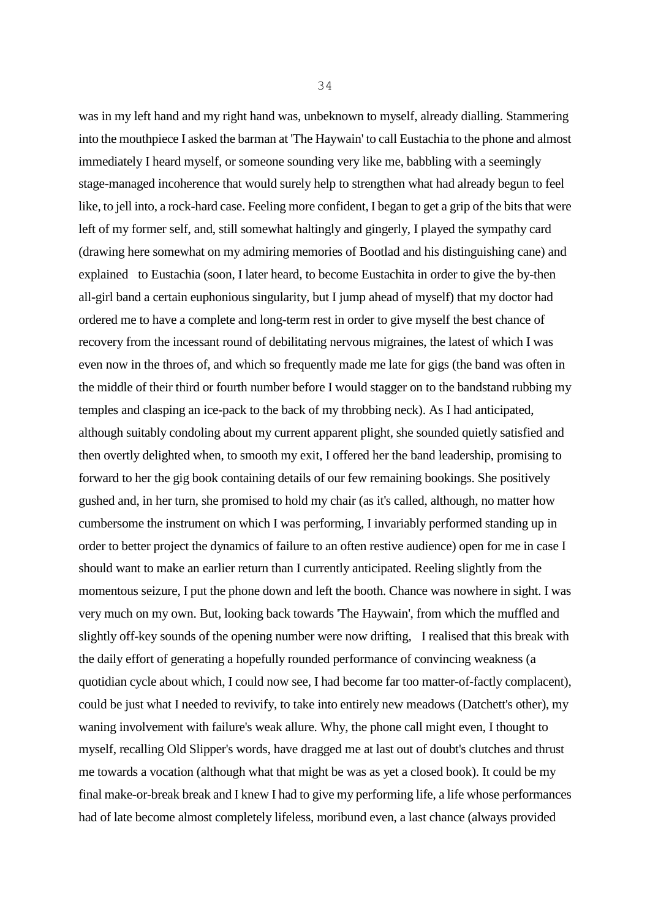was in my left hand and my right hand was, unbeknown to myself, already dialling. Stammering into the mouthpiece I asked the barman at 'The Haywain' to call Eustachia to the phone and almost immediately I heard myself, or someone sounding very like me, babbling with a seemingly stage-managed incoherence that would surely help to strengthen what had already begun to feel like, to jell into, a rock-hard case. Feeling more confident, I began to get a grip of the bits that were left of my former self, and, still somewhat haltingly and gingerly, I played the sympathy card (drawing here somewhat on my admiring memories of Bootlad and his distinguishing cane) and explained to Eustachia (soon, I later heard, to become Eustachita in order to give the by-then all-girl band a certain euphonious singularity, but I jump ahead of myself) that my doctor had ordered me to have a complete and long-term rest in order to give myself the best chance of recovery from the incessant round of debilitating nervous migraines, the latest of which I was even now in the throes of, and which so frequently made me late for gigs (the band was often in the middle of their third or fourth number before I would stagger on to the bandstand rubbing my temples and clasping an ice-pack to the back of my throbbing neck). As I had anticipated, although suitably condoling about my current apparent plight, she sounded quietly satisfied and then overtly delighted when, to smooth my exit, I offered her the band leadership, promising to forward to her the gig book containing details of our few remaining bookings. She positively gushed and, in her turn, she promised to hold my chair (as it's called, although, no matter how cumbersome the instrument on which I was performing, I invariably performed standing up in order to better project the dynamics of failure to an often restive audience) open for me in case I should want to make an earlier return than I currently anticipated. Reeling slightly from the momentous seizure, I put the phone down and left the booth. Chance was nowhere in sight. I was very much on my own. But, looking back towards 'The Haywain', from which the muffled and slightly off-key sounds of the opening number were now drifting, I realised that this break with the daily effort of generating a hopefully rounded performance of convincing weakness (a quotidian cycle about which, I could now see, I had become far too matter-of-factly complacent), could be just what I needed to revivify, to take into entirely new meadows (Datchett's other), my waning involvement with failure's weak allure. Why, the phone call might even, I thought to myself, recalling Old Slipper's words, have dragged me at last out of doubt's clutches and thrust me towards a vocation (although what that might be was as yet a closed book). It could be my final make-or-break break and I knew I had to give my performing life, a life whose performances had of late become almost completely lifeless, moribund even, a last chance (always provided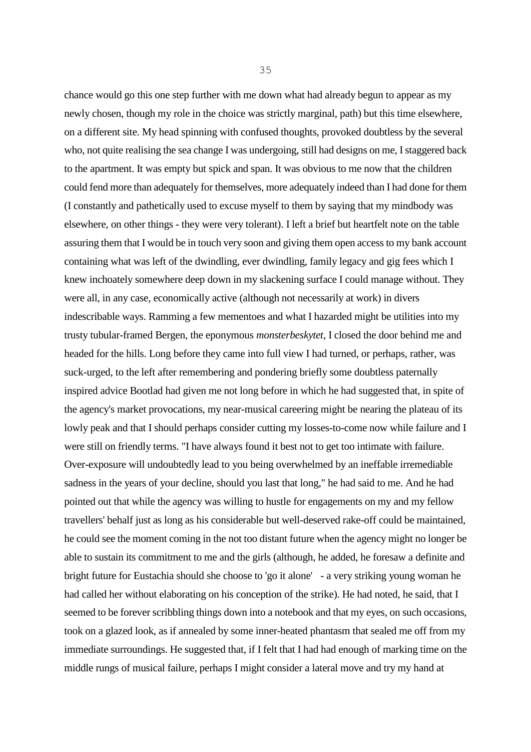chance would go this one step further with me down what had already begun to appear as my newly chosen, though my role in the choice was strictly marginal, path) but this time elsewhere, on a different site. My head spinning with confused thoughts, provoked doubtless by the several who, not quite realising the sea change I was undergoing, still had designs on me, I staggered back to the apartment. It was empty but spick and span. It was obvious to me now that the children could fend more than adequately for themselves, more adequately indeed than I had done for them (I constantly and pathetically used to excuse myself to them by saying that my mindbody was elsewhere, on other things - they were very tolerant). I left a brief but heartfelt note on the table assuring them that I would be in touch very soon and giving them open access to my bank account containing what was left of the dwindling, ever dwindling, family legacy and gig fees which I knew inchoately somewhere deep down in my slackening surface I could manage without. They were all, in any case, economically active (although not necessarily at work) in divers indescribable ways. Ramming a few mementoes and what I hazarded might be utilities into my trusty tubular-framed Bergen, the eponymous *monsterbeskytet*, I closed the door behind me and headed for the hills. Long before they came into full view I had turned, or perhaps, rather, was suck-urged, to the left after remembering and pondering briefly some doubtless paternally inspired advice Bootlad had given me not long before in which he had suggested that, in spite of the agency's market provocations, my near-musical careering might be nearing the plateau of its lowly peak and that I should perhaps consider cutting my losses-to-come now while failure and I were still on friendly terms. "I have always found it best not to get too intimate with failure. Over-exposure will undoubtedly lead to you being overwhelmed by an ineffable irremediable sadness in the years of your decline, should you last that long," he had said to me. And he had pointed out that while the agency was willing to hustle for engagements on my and my fellow travellers' behalf just as long as his considerable but well-deserved rake-off could be maintained, he could see the moment coming in the not too distant future when the agency might no longer be able to sustain its commitment to me and the girls (although, he added, he foresaw a definite and bright future for Eustachia should she choose to 'go it alone' - a very striking young woman he had called her without elaborating on his conception of the strike). He had noted, he said, that I seemed to be forever scribbling things down into a notebook and that my eyes, on such occasions, took on a glazed look, as if annealed by some inner-heated phantasm that sealed me off from my immediate surroundings. He suggested that, if I felt that I had had enough of marking time on the middle rungs of musical failure, perhaps I might consider a lateral move and try my hand at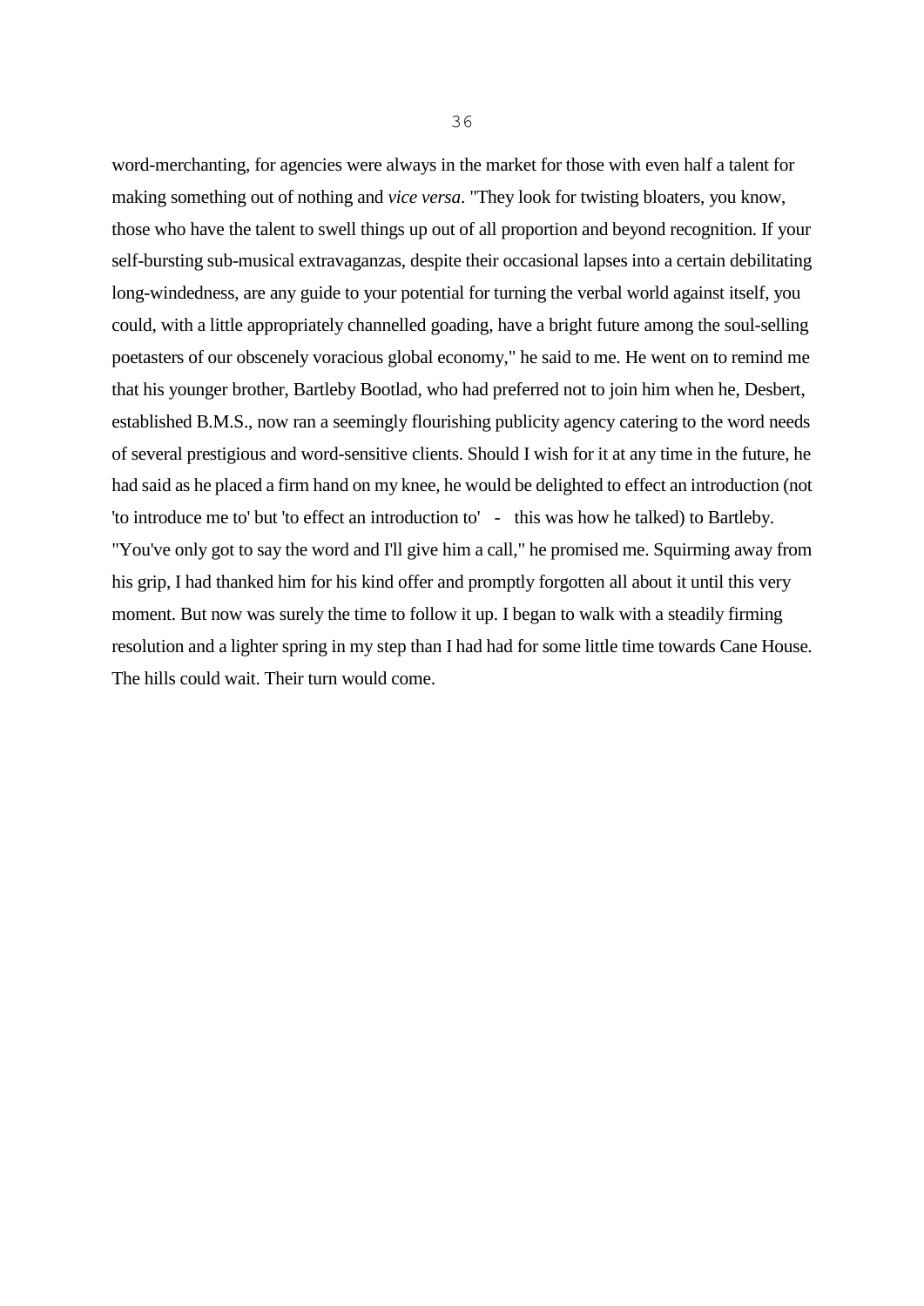word-merchanting, for agencies were always in the market for those with even half a talent for making something out of nothing and *vice versa*. "They look for twisting bloaters, you know, those who have the talent to swell things up out of all proportion and beyond recognition. If your self-bursting sub-musical extravaganzas, despite their occasional lapses into a certain debilitating long-windedness, are any guide to your potential for turning the verbal world against itself, you could, with a little appropriately channelled goading, have a bright future among the soul-selling poetasters of our obscenely voracious global economy," he said to me. He went on to remind me that his younger brother, Bartleby Bootlad, who had preferred not to join him when he, Desbert, established B.M.S., now ran a seemingly flourishing publicity agency catering to the word needs of several prestigious and word-sensitive clients. Should I wish for it at any time in the future, he had said as he placed a firm hand on my knee, he would be delighted to effect an introduction (not 'to introduce me to' but 'to effect an introduction to' - this was how he talked) to Bartleby. "You've only got to say the word and I'll give him a call," he promised me. Squirming away from his grip, I had thanked him for his kind offer and promptly forgotten all about it until this very moment. But now was surely the time to follow it up. I began to walk with a steadily firming resolution and a lighter spring in my step than I had had for some little time towards Cane House. The hills could wait. Their turn would come.